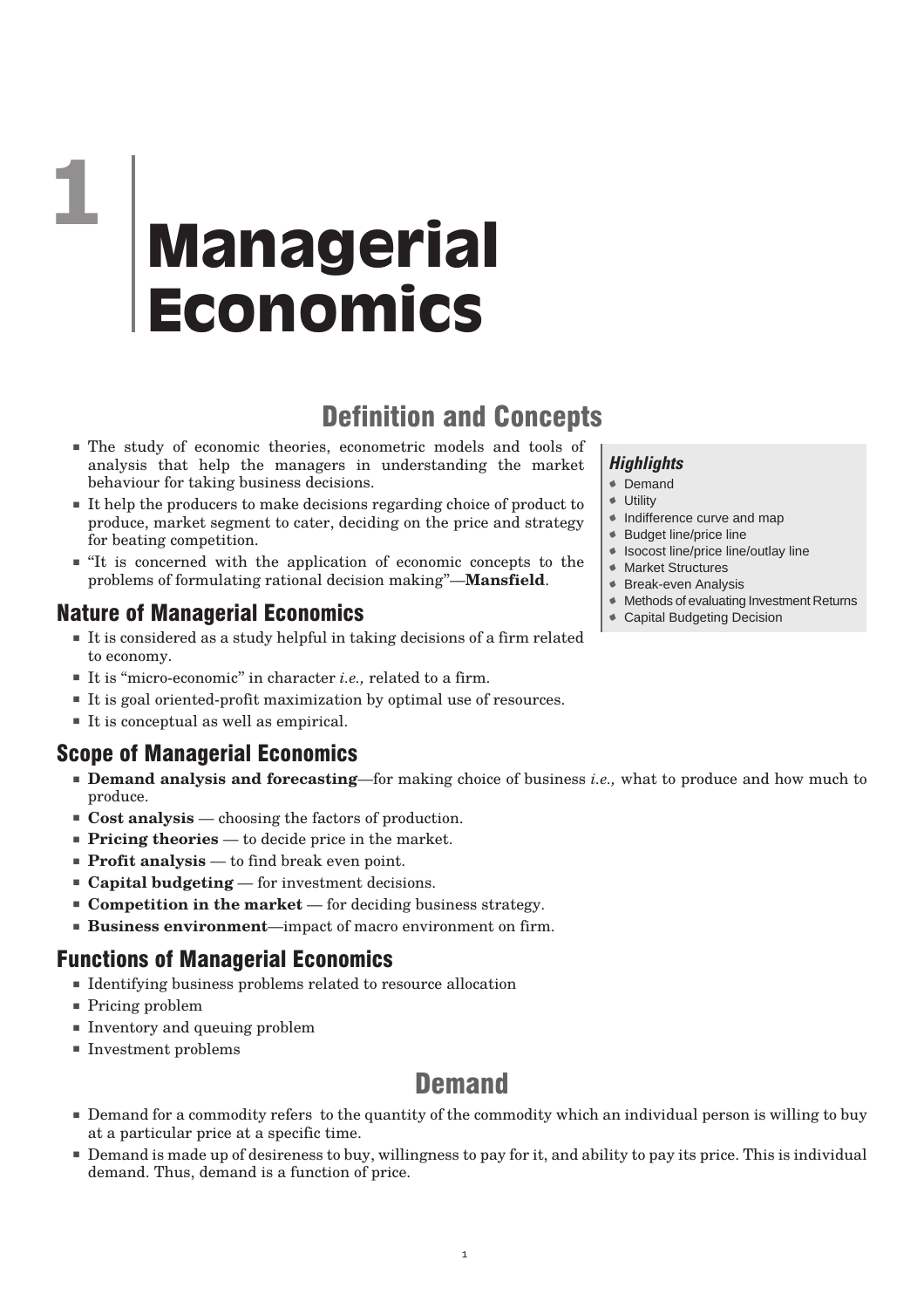# 1 Managerial Economics

## Definition and Concepts

- The study of economic theories, econometric models and tools of analysis that help the managers in understanding the market behaviour for taking business decisions.
- It help the producers to make decisions regarding choice of product to produce, market segment to cater, deciding on the price and strategy for beating competition.
- "It is concerned with the application of economic concepts to the problems of formulating rational decision making"—**Mansfield**.

***Highlights***

- Demand
- Utility
- Indifference curve and map
- Budget line/price line
- Isocost line/price line/outlay line
- Market Structures
- Break-even Analysis
- Methods of evaluating Investment Returns
- Capital Budgeting Decision

### Nature of Managerial Economics

- It is considered as a study helpful in taking decisions of a firm related to economy.
- It is "micro-economic" in character *i.e.,* related to a firm.
- It is goal oriented-profit maximization by optimal use of resources.
- It is conceptual as well as empirical.

### Scope of Managerial Economics

- **Demand analysis and forecasting**—for making choice of business *i.e.,* what to produce and how much to produce.
- **Cost analysis** — choosing the factors of production.
- **Pricing theories** — to decide price in the market.
- **Profit analysis** — to find break even point.
- **Capital budgeting** — for investment decisions.
- **Competition in the market** — for deciding business strategy.
- **Business environment**—impact of macro environment on firm.

### Functions of Managerial Economics

- Identifying business problems related to resource allocation
- Pricing problem
- Inventory and queuing problem
- Investment problems

## Demand

- Demand for a commodity refers to the quantity of the commodity which an individual person is willing to buy at a particular price at a specific time.
- Demand is made up of desireness to buy, willingness to pay for it, and ability to pay its price. This is individual demand. Thus, demand is a function of price.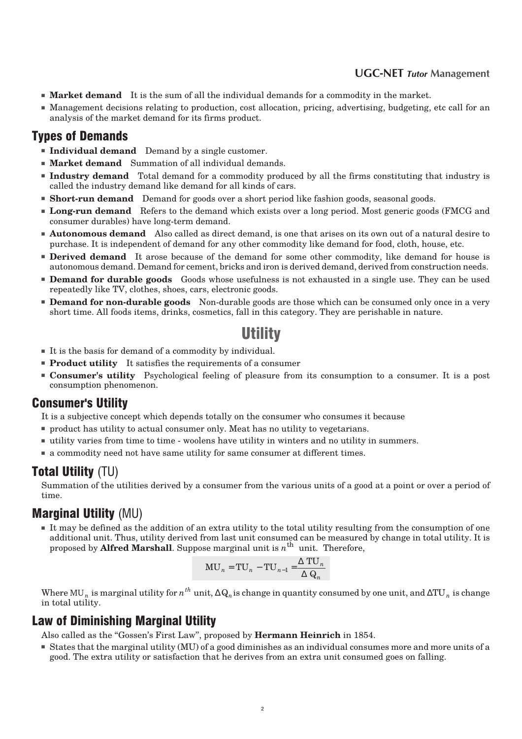- **Market demand** It is the sum of all the individual demands for a commodity in the market.
- Management decisions relating to production, cost allocation, pricing, advertising, budgeting, etc call for an analysis of the market demand for its firms product.

## Types of Demands

- **Individual demand** Demand by a single customer.
- **Market demand** Summation of all individual demands.
- **Industry demand** Total demand for a commodity produced by all the firms constituting that industry is called the industry demand like demand for all kinds of cars.
- **Short-run demand** Demand for goods over a short period like fashion goods, seasonal goods.
- **Long-run demand** Refers to the demand which exists over a long period. Most generic goods (FMCG and consumer durables) have long-term demand.
- **Autonomous demand** Also called as direct demand, is one that arises on its own out of a natural desire to purchase. It is independent of demand for any other commodity like demand for food, cloth, house, etc.
- **Derived demand** It arose because of the demand for some other commodity, like demand for house is autonomous demand. Demand for cement, bricks and iron is derived demand, derived from construction needs.
- **Demand for durable goods** Goods whose usefulness is not exhausted in a single use. They can be used repeatedly like TV, clothes, shoes, cars, electronic goods.
- **Demand for non-durable goods** Non-durable goods are those which can be consumed only once in a very short time. All foods items, drinks, cosmetics, fall in this category. They are perishable in nature.

# Utility

- It is the basis for demand of a commodity by individual.
- **Product utility** It satisfies the requirements of a consumer
- **Consumer's utility** Psychological feeling of pleasure from its consumption to a consumer. It is a post consumption phenomenon.

## Consumer's Utility

It is a subjective concept which depends totally on the consumer who consumes it because

- product has utility to actual consumer only. Meat has no utility to vegetarians.
- utility varies from time to time - woolens have utility in winters and no utility in summers.
- a commodity need not have same utility for same consumer at different times.

## Total Utility (TU)

Summation of the utilities derived by a consumer from the various units of a good at a point or over a period of time.

## Marginal Utility (MU)

- It may be defined as the addition of an extra utility to the total utility resulting from the consumption of one additional unit. Thus, utility derived from last unit consumed can be measured by change in total utility. It is proposed by **Alfred Marshall**. Suppose marginal unit is $n^{\text{th}}$ unit. Therefore,

$$\text{MU}_n = \text{TU}_n - \text{TU}_{n-1} = \frac{\Delta \text{TU}_n}{\Delta \text{Q}_n}$$

Where $\text{MU}_n$ is marginal utility for $n^{th}$ unit, $\Delta \text{Q}_n$ is change in quantity consumed by one unit, and $\Delta \text{TU}_n$ is change in total utility.

## Law of Diminishing Marginal Utility

Also called as the "Gossen's First Law", proposed by **Hermann Heinrich** in 1854.

- States that the marginal utility (MU) of a good diminishes as an individual consumes more and more units of a good. The extra utility or satisfaction that he derives from an extra unit consumed goes on falling.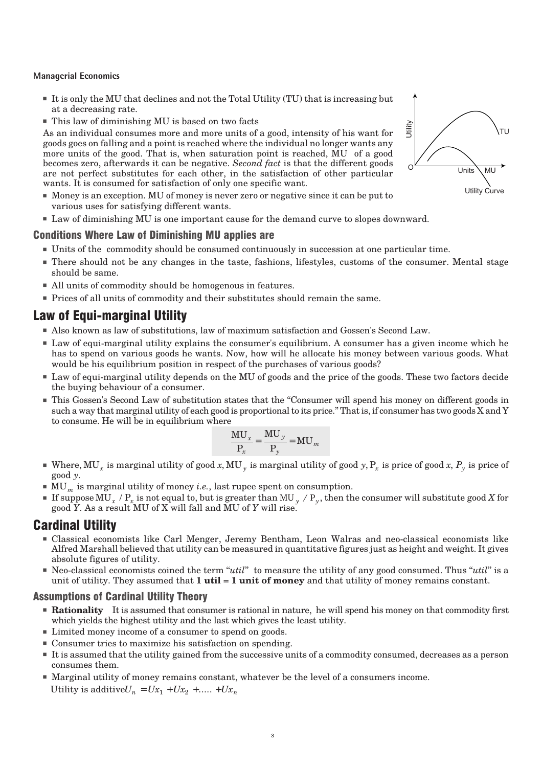- It is only the MU that declines and not the Total Utility (TU) that is increasing but at a decreasing rate.
- This law of diminishing MU is based on two facts

As an individual consumes more and more units of a good, intensity of his want for goods goes on falling and a point is reached where the individual no longer wants any more units of the good. That is, when saturation point is reached, MU of a good becomes zero, afterwards it can be negative. *Second fact* is that the different goods are not perfect substitutes for each other, in the satisfaction of other particular wants. It is consumed for satisfaction of only one specific want.

Utility Curve

- Money is an exception. MU of money is never zero or negative since it can be put to various uses for satisfying different wants.
- Law of diminishing MU is one important cause for the demand curve to slopes downward.

### Conditions Where Law of Diminishing MU applies are

- Units of the commodity should be consumed continuously in succession at one particular time.
- There should not be any changes in the taste, fashions, lifestyles, customs of the consumer. Mental stage should be same.
- All units of commodity should be homogenous in features.
- Prices of all units of commodity and their substitutes should remain the same.

## Law of Equi-marginal Utility

- Also known as law of substitutions, law of maximum satisfaction and Gossen's Second Law.
- Law of equi-marginal utility explains the consumer's equilibrium. A consumer has a given income which he has to spend on various goods he wants. Now, how will he allocate his money between various goods. What would be his equilibrium position in respect of the purchases of various goods?
- Law of equi-marginal utility depends on the MU of goods and the price of the goods. These two factors decide the buying behaviour of a consumer.
- This Gossen's Second Law of substitution states that the "Consumer will spend his money on different goods in such a way that marginal utility of each good is proportional to its price." That is, if consumer has two goods X and Y to consume. He will be in equilibrium where

$$\frac{MU_x}{P_x} = \frac{MU_y}{P_y} = MU_m$$

- Where, $MU_x$ is marginal utility of good $x$, $MU_y$ is marginal utility of good $y$, $P_x$ is price of good $x$, $P_y$ is price of good $y$.
- $MU_m$ is marginal utility of money *i.e.*, last rupee spent on consumption.
- If suppose $MU_x / P_x$ is not equal to, but is greater than $MU_y / P_y$, then the consumer will substitute good *X* for good *Y*. As a result MU of X will fall and MU of *Y* will rise.

## Cardinal Utility

- Classical economists like Carl Menger, Jeremy Bentham, Leon Walras and neo-classical economists like Alfred Marshall believed that utility can be measured in quantitative figures just as height and weight. It gives absolute figures of utility.
- Neo-classical economists coined the term "*util*" to measure the utility of any good consumed. Thus "*util*" is a unit of utility. They assumed that **1 util = 1 unit of money** and that utility of money remains constant.

### Assumptions of Cardinal Utility Theory

- **Rationality** It is assumed that consumer is rational in nature, he will spend his money on that commodity first which yields the highest utility and the last which gives the least utility.
- Limited money income of a consumer to spend on goods.
- Consumer tries to maximize his satisfaction on spending.
- It is assumed that the utility gained from the successive units of a commodity consumed, decreases as a person consumes them.
- Marginal utility of money remains constant, whatever be the level of a consumers income.

  Utility is additive $U_n = Ux_1 + Ux_2 + \ldots + Ux_n$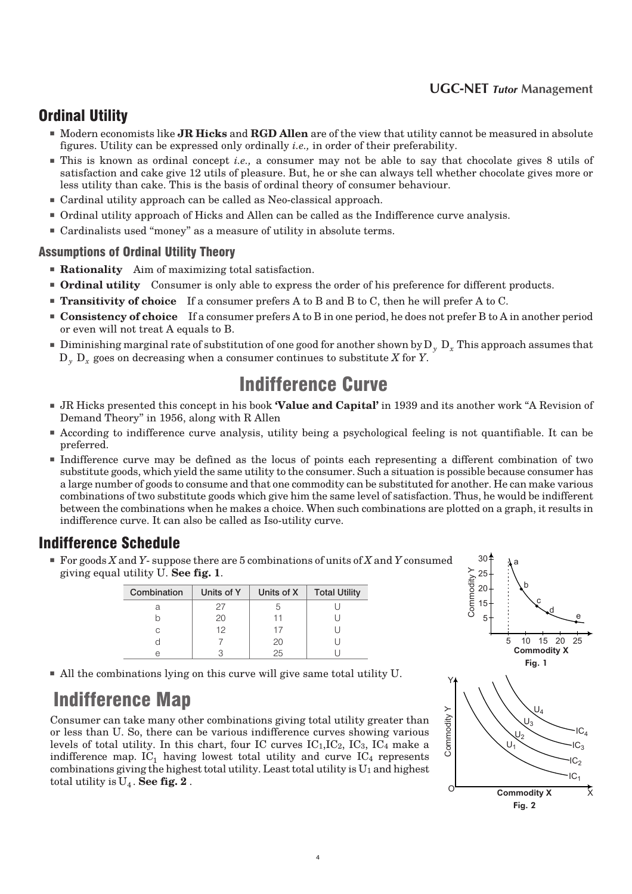## Ordinal Utility

- Modern economists like **JR Hicks** and **RGD Allen** are of the view that utility cannot be measured in absolute figures. Utility can be expressed only ordinally *i.e.,* in order of their preferability.
- This is known as ordinal concept *i.e.,* a consumer may not be able to say that chocolate gives 8 utils of satisfaction and cake give 12 utils of pleasure. But, he or she can always tell whether chocolate gives more or less utility than cake. This is the basis of ordinal theory of consumer behaviour.
- Cardinal utility approach can be called as Neo-classical approach.
- Ordinal utility approach of Hicks and Allen can be called as the Indifference curve analysis.
- Cardinalists used "money" as a measure of utility in absolute terms.

### Assumptions of Ordinal Utility Theory

- **Rationality** Aim of maximizing total satisfaction.
- **Ordinal utility** Consumer is only able to express the order of his preference for different products.
- **Transitivity of choice** If a consumer prefers A to B and B to C, then he will prefer A to C.
- **Consistency of choice** If a consumer prefers A to B in one period, he does not prefer B to A in another period or even will not treat A equals to B.
- Diminishing marginal rate of substitution of one good for another shown by $D_y$ $D_x$ This approach assumes that $D_y$ $D_x$ goes on decreasing when a consumer continues to substitute $X$ for $Y$.

# Indifference Curve

- JR Hicks presented this concept in his book **'Value and Capital'** in 1939 and its another work "A Revision of Demand Theory" in 1956, along with R Allen
- According to indifference curve analysis, utility being a psychological feeling is not quantifiable. It can be preferred.
- Indifference curve may be defined as the locus of points each representing a different combination of two substitute goods, which yield the same utility to the consumer. Such a situation is possible because consumer has a large number of goods to consume and that one commodity can be substituted for another. He can make various combinations of two substitute goods which give him the same level of satisfaction. Thus, he would be indifferent between the combinations when he makes a choice. When such combinations are plotted on a graph, it results in indifference curve. It can also be called as Iso-utility curve.

## Indifference Schedule

- For goods $X$ and $Y$- suppose there are 5 combinations of units of $X$ and $Y$ consumed giving equal utility U. **See fig. 1**.

| Combination | Units of Y | Units of X | Total Utility |
|---|---|---|---|
| a | 27 | 5 | U |
| b | 20 | 11 | U |
| c | 12 | 17 | U |
| d | 7 | 20 | U |
| e | 3 | 25 | U |

Fig. 1

- All the combinations lying on this curve will give same total utility U.

# Indifference Map

Consumer can take many other combinations giving total utility greater than or less than U. So, there can be various indifference curves showing various levels of total utility. In this chart, four IC curves $IC_1$,$IC_2$, $IC_3$, $IC_4$ make a indifference map. $IC_1$ having lowest total utility and curve $IC_4$ represents combinations giving the highest total utility. Least total utility is $U_1$ and highest total utility is $U_4$. **See fig. 2** .

Fig. 2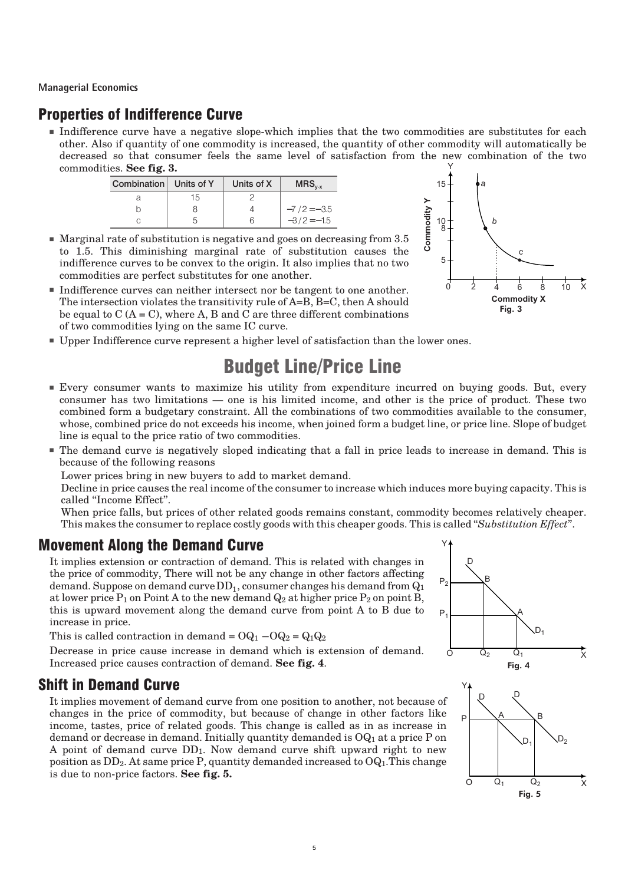## Properties of Indifference Curve

- Indifference curve have a negative slope-which implies that the two commodities are substitutes for each other. Also if quantity of one commodity is increased, the quantity of other commodity will automatically be decreased so that consumer feels the same level of satisfaction from the new combination of the two commodities. **See fig. 3.**

| Combination | Units of Y | Units of X | $MRS_{y\text{-}x}$ |
|---|---|---|---|
| a | 15 | 2 | |
| b | 8 | 4 | $-7/2 = -3.5$ |
| c | 5 | 6 | $-3/2 = -1.5$ |

Fig. 3

- Marginal rate of substitution is negative and goes on decreasing from 3.5 to 1.5. This diminishing marginal rate of substitution causes the indifference curves to be convex to the origin. It also implies that no two commodities are perfect substitutes for one another.
- Indifference curves can neither intersect nor be tangent to one another. The intersection violates the transitivity rule of A=B, B=C, then A should be equal to C (A = C), where A, B and C are three different combinations of two commodities lying on the same IC curve.
- Upper Indifference curve represent a higher level of satisfaction than the lower ones.

# Budget Line/Price Line

- Every consumer wants to maximize his utility from expenditure incurred on buying goods. But, every consumer has two limitations — one is his limited income, and other is the price of product. These two combined form a budgetary constraint. All the combinations of two commodities available to the consumer, whose, combined price do not exceeds his income, when joined form a budget line, or price line. Slope of budget line is equal to the price ratio of two commodities.
- The demand curve is negatively sloped indicating that a fall in price leads to increase in demand. This is because of the following reasons

  Lower prices bring in new buyers to add to market demand.

  Decline in price causes the real income of the consumer to increase which induces more buying capacity. This is called "Income Effect".

  When price falls, but prices of other related goods remains constant, commodity becomes relatively cheaper. This makes the consumer to replace costly goods with this cheaper goods. This is called "*Substitution Effect*".

## Movement Along the Demand Curve

It implies extension or contraction of demand. This is related with changes in the price of commodity, There will not be any change in other factors affecting demand. Suppose on demand curve $DD_1$, consumer changes his demand from $Q_1$ at lower price $P_1$ on Point A to the new demand $Q_2$ at higher price $P_2$ on point B, this is upward movement along the demand curve from point A to B due to increase in price.

This is called contraction in demand = $OQ_1 - OQ_2 = Q_1Q_2$

Decrease in price cause increase in demand which is extension of demand. Increased price causes contraction of demand. **See fig. 4**.

Fig. 4

## Shift in Demand Curve

It implies movement of demand curve from one position to another, not because of changes in the price of commodity, but because of change in other factors like income, tastes, price of related goods. This change is called as in as increase in demand or decrease in demand. Initially quantity demanded is $OQ_1$ at a price P on A point of demand curve $DD_1$. Now demand curve shift upward right to new position as $DD_2$. At same price P, quantity demanded increased to $OQ_1$.This change is due to non-price factors. **See fig. 5.**

Fig. 5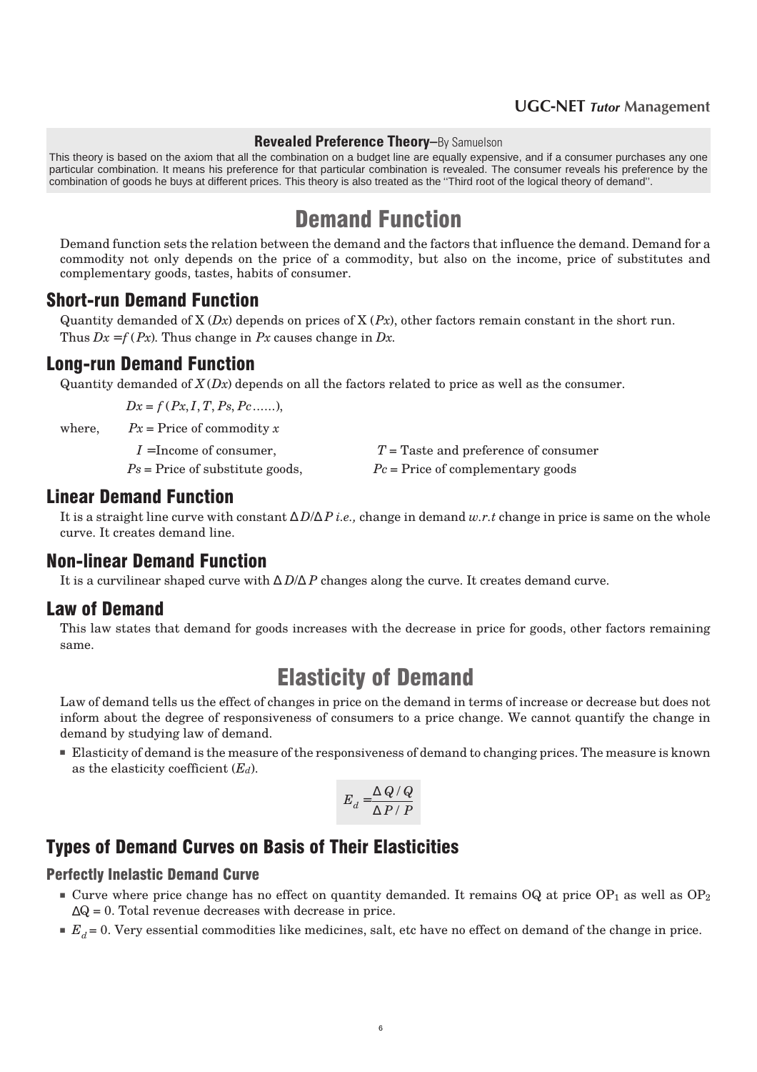**Revealed Preference Theory**–By Samuelson

This theory is based on the axiom that all the combination on a budget line are equally expensive, and if a consumer purchases any one particular combination. It means his preference for that particular combination is revealed. The consumer reveals his preference by the combination of goods he buys at different prices. This theory is also treated as the ''Third root of the logical theory of demand''.

# Demand Function

Demand function sets the relation between the demand and the factors that influence the demand. Demand for a commodity not only depends on the price of a commodity, but also on the income, price of substitutes and complementary goods, tastes, habits of consumer.

## Short-run Demand Function

Quantity demanded of X ($Dx$) depends on prices of X ($Px$), other factors remain constant in the short run. Thus $Dx = f(Px)$. Thus change in $Px$ causes change in $Dx$.

## Long-run Demand Function

Quantity demanded of $X$ ($Dx$) depends on all the factors related to price as well as the consumer.

$Dx = f(Px, I, T, Ps, Pc \ldots\ldots)$,

where, $Px$ = Price of commodity $x$

$I$ = Income of consumer, $T$ = Taste and preference of consumer

$Ps$ = Price of substitute goods, $Pc$ = Price of complementary goods

## Linear Demand Function

It is a straight line curve with constant $\Delta D/\Delta P$ *i.e.,* change in demand *w.r.t* change in price is same on the whole curve. It creates demand line.

## Non-linear Demand Function

It is a curvilinear shaped curve with $\Delta D/\Delta P$ changes along the curve. It creates demand curve.

## Law of Demand

This law states that demand for goods increases with the decrease in price for goods, other factors remaining same.

# Elasticity of Demand

Law of demand tells us the effect of changes in price on the demand in terms of increase or decrease but does not inform about the degree of responsiveness of consumers to a price change. We cannot quantify the change in demand by studying law of demand.

- Elasticity of demand is the measure of the responsiveness of demand to changing prices. The measure is known as the elasticity coefficient ($E_d$).

$$E_d = \frac{\Delta Q / Q}{\Delta P / P}$$

## Types of Demand Curves on Basis of Their Elasticities

### Perfectly Inelastic Demand Curve

- Curve where price change has no effect on quantity demanded. It remains OQ at price $OP_1$ as well as $OP_2$ $\Delta Q = 0$. Total revenue decreases with decrease in price.
- $E_d = 0$. Very essential commodities like medicines, salt, etc have no effect on demand of the change in price.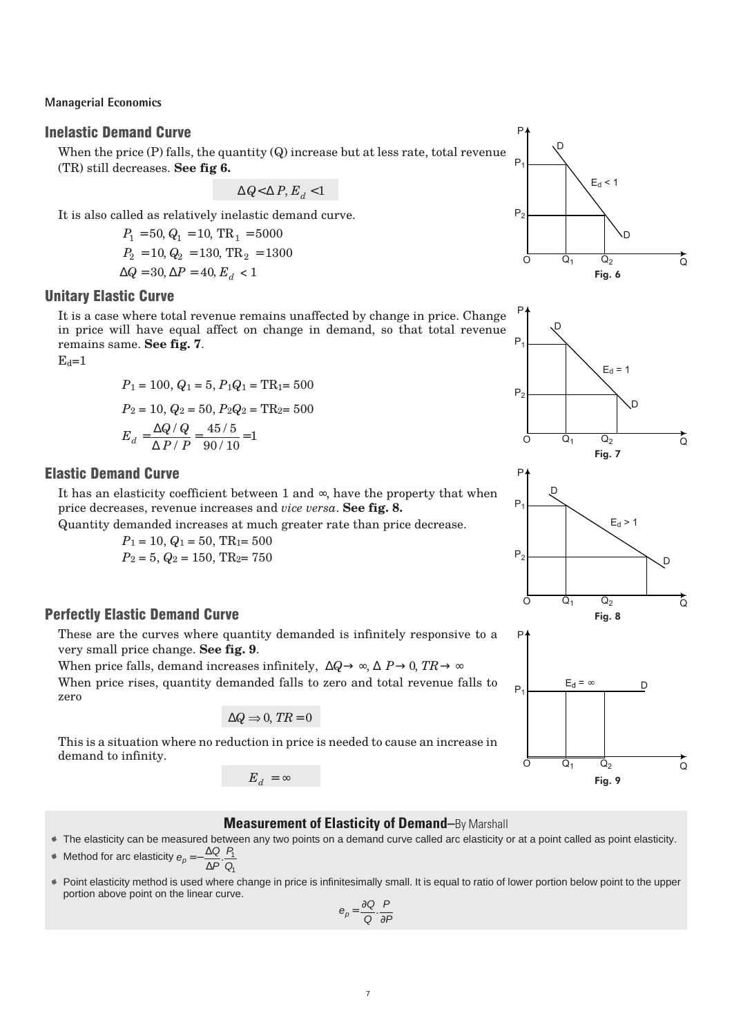## Inelastic Demand Curve

When the price (P) falls, the quantity (Q) increase but at less rate, total revenue (TR) still decreases. **See fig 6.**

$$\Delta Q < \Delta P, E_d < 1$$

It is also called as relatively inelastic demand curve.

$P_1 = 50, Q_1 = 10, \text{TR}_1 = 5000$

$P_2 = 10, Q_2 = 130, \text{TR}_2 = 1300$

$\Delta Q = 30, \Delta P = 40, E_d < 1$

Fig. 6

## Unitary Elastic Curve

It is a case where total revenue remains unaffected by change in price. Change in price will have equal affect on change in demand, so that total revenue remains same. **See fig. 7**.

$E_d = 1$

$P_1 = 100, Q_1 = 5, P_1Q_1 = \text{TR}_1 = 500$

$P_2 = 10, Q_2 = 50, P_2Q_2 = \text{TR}_2 = 500$

$$E_d = \frac{\Delta Q / Q}{\Delta P / P} = \frac{45/5}{90/10} = 1$$

Fig. 7

## Elastic Demand Curve

It has an elasticity coefficient between 1 and ∞, have the property that when price decreases, revenue increases and *vice versa*. **See fig. 8.**

Quantity demanded increases at much greater rate than price decrease.

$P_1 = 10, Q_1 = 50, \text{TR}_1 = 500$

$P_2 = 5, Q_2 = 150, \text{TR}_2 = 750$

Fig. 8

## Perfectly Elastic Demand Curve

These are the curves where quantity demanded is infinitely responsive to a very small price change. **See fig. 9**.

When price falls, demand increases infinitely, $\Delta Q \rightarrow \infty, \Delta P \rightarrow 0, TR \rightarrow \infty$

When price rises, quantity demanded falls to zero and total revenue falls to zero

$$\Delta Q \Rightarrow 0, TR = 0$$

This is a situation where no reduction in price is needed to cause an increase in demand to infinity.

$$E_d = \infty$$

Fig. 9

### Measurement of Elasticity of Demand–By Marshall

- The elasticity can be measured between any two points on a demand curve called arc elasticity or at a point called as point elasticity.
- Method for arc elasticity $e_p = -\frac{\Delta Q}{\Delta P} \cdot \frac{P_1}{Q_1}$
- Point elasticity method is used where change in price is infinitesimally small. It is equal to ratio of lower portion below point to the upper portion above point on the linear curve.

$$e_p = \frac{\partial Q}{Q} \cdot \frac{P}{\partial P}$$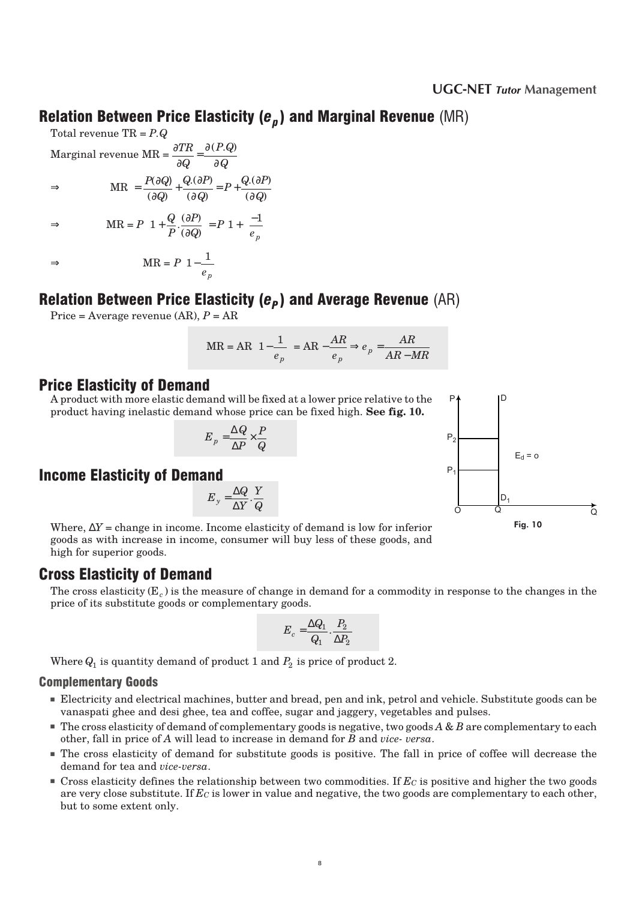## Relation Between Price Elasticity ($e_p$) and Marginal Revenue (MR)

Total revenue TR = $P.Q$

Marginal revenue MR = $\frac{\partial TR}{\partial Q} = \frac{\partial (P.Q)}{\partial Q}$

$$\Rightarrow \quad \text{MR} = \frac{P(\partial Q)}{(\partial Q)} + \frac{Q.(\partial P)}{(\partial Q)} = P + \frac{Q.(\partial P)}{(\partial Q)}$$

$$\Rightarrow \quad \text{MR} = P\left(1 + \frac{Q}{P}\cdot\frac{(\partial P)}{(\partial Q)}\right) = P\left(1 + \frac{-1}{e_p}\right)$$

$$\Rightarrow \quad \text{MR} = P\left(1 - \frac{1}{e_p}\right)$$

## Relation Between Price Elasticity ($e_P$) and Average Revenue (AR)

Price = Average revenue (AR), $P$ = AR

$$\text{MR} = \text{AR}\left(1 - \frac{1}{e_p}\right) = \text{AR} - \frac{AR}{e_p} \Rightarrow e_p = \frac{AR}{AR - MR}$$

## Price Elasticity of Demand

A product with more elastic demand will be fixed at a lower price relative to the product having inelastic demand whose price can be fixed high. **See fig. 10.**

$$E_p = \frac{\Delta Q}{\Delta P} \times \frac{P}{Q}$$

Fig. 10

## Income Elasticity of Demand

$$E_y = \frac{\Delta Q}{\Delta Y} \cdot \frac{Y}{Q}$$

Where, $\Delta Y$ = change in income. Income elasticity of demand is low for inferior goods as with increase in income, consumer will buy less of these goods, and high for superior goods.

## Cross Elasticity of Demand

The cross elasticity ($E_c$) is the measure of change in demand for a commodity in response to the changes in the price of its substitute goods or complementary goods.

$$E_c = \frac{\Delta Q_1}{Q_1} \cdot \frac{P_2}{\Delta P_2}$$

Where $Q_1$ is quantity demand of product 1 and $P_2$ is price of product 2.

### Complementary Goods

- Electricity and electrical machines, butter and bread, pen and ink, petrol and vehicle. Substitute goods can be vanaspati ghee and desi ghee, tea and coffee, sugar and jaggery, vegetables and pulses.
- The cross elasticity of demand of complementary goods is negative, two goods *A* & *B* are complementary to each other, fall in price of *A* will lead to increase in demand for *B* and *vice- versa*.
- The cross elasticity of demand for substitute goods is positive. The fall in price of coffee will decrease the demand for tea and *vice-versa*.
- Cross elasticity defines the relationship between two commodities. If $E_C$ is positive and higher the two goods are very close substitute. If $E_C$ is lower in value and negative, the two goods are complementary to each other, but to some extent only.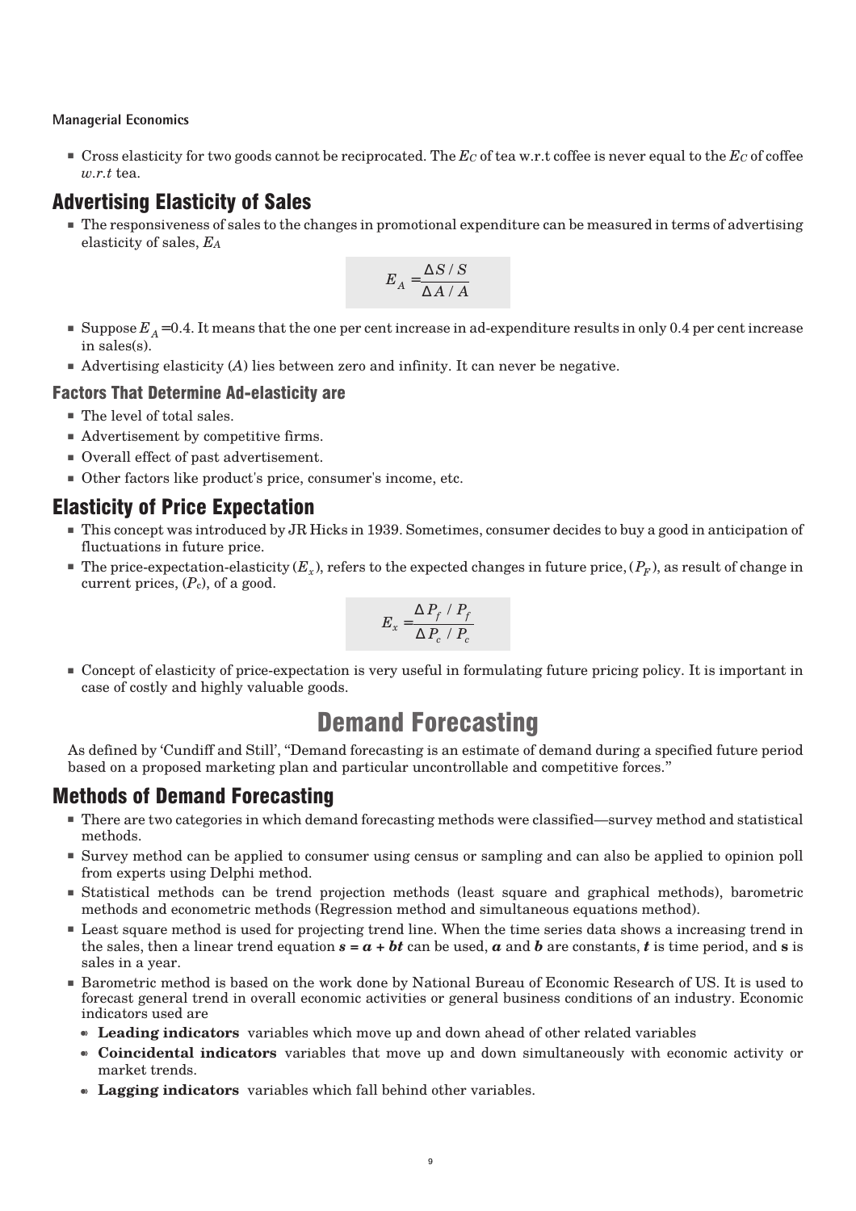- Cross elasticity for two goods cannot be reciprocated. The $E_C$ of tea w.r.t coffee is never equal to the $E_C$ of coffee *w.r.t* tea.

## Advertising Elasticity of Sales

- The responsiveness of sales to the changes in promotional expenditure can be measured in terms of advertising elasticity of sales, $E_A$

$$E_A = \frac{\Delta S / S}{\Delta A / A}$$

- Suppose $E_A$ =0.4. It means that the one per cent increase in ad-expenditure results in only 0.4 per cent increase in sales(s).
- Advertising elasticity ($A$) lies between zero and infinity. It can never be negative.

### Factors That Determine Ad-elasticity are

- The level of total sales.
- Advertisement by competitive firms.
- Overall effect of past advertisement.
- Other factors like product's price, consumer's income, etc.

## Elasticity of Price Expectation

- This concept was introduced by JR Hicks in 1939. Sometimes, consumer decides to buy a good in anticipation of fluctuations in future price.
- The price-expectation-elasticity ($E_x$), refers to the expected changes in future price, ($P_F$), as result of change in current prices, ($P_c$), of a good.

$$E_x = \frac{\Delta P_f / P_f}{\Delta P_c / P_c}$$

- Concept of elasticity of price-expectation is very useful in formulating future pricing policy. It is important in case of costly and highly valuable goods.

# Demand Forecasting

As defined by 'Cundiff and Still', "Demand forecasting is an estimate of demand during a specified future period based on a proposed marketing plan and particular uncontrollable and competitive forces."

## Methods of Demand Forecasting

- There are two categories in which demand forecasting methods were classified—survey method and statistical methods.
- Survey method can be applied to consumer using census or sampling and can also be applied to opinion poll from experts using Delphi method.
- Statistical methods can be trend projection methods (least square and graphical methods), barometric methods and econometric methods (Regression method and simultaneous equations method).
- Least square method is used for projecting trend line. When the time series data shows a increasing trend in the sales, then a linear trend equation $s = a + bt$ can be used, $a$ and $b$ are constants, $t$ is time period, and **s** is sales in a year.
- Barometric method is based on the work done by National Bureau of Economic Research of US. It is used to forecast general trend in overall economic activities or general business conditions of an industry. Economic indicators used are
  - **Leading indicators** variables which move up and down ahead of other related variables
  - **Coincidental indicators** variables that move up and down simultaneously with economic activity or market trends.
  - **Lagging indicators** variables which fall behind other variables.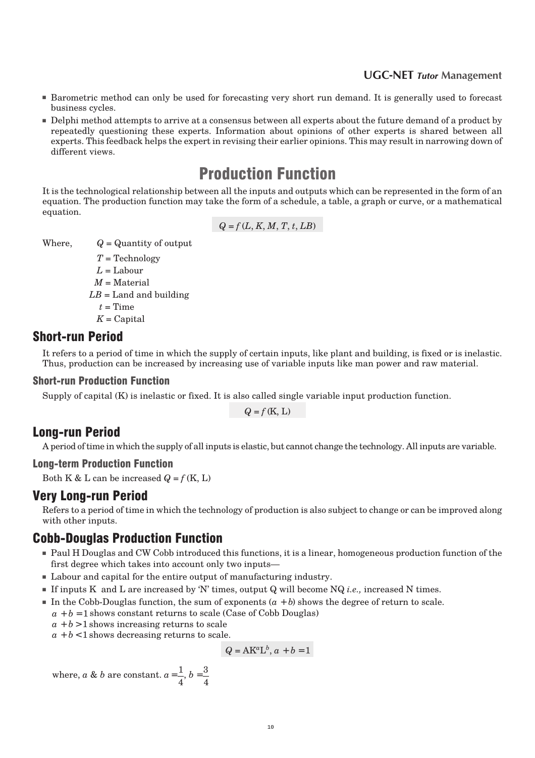- Barometric method can only be used for forecasting very short run demand. It is generally used to forecast business cycles.
- Delphi method attempts to arrive at a consensus between all experts about the future demand of a product by repeatedly questioning these experts. Information about opinions of other experts is shared between all experts. This feedback helps the expert in revising their earlier opinions. This may result in narrowing down of different views.

# Production Function

It is the technological relationship between all the inputs and outputs which can be represented in the form of an equation. The production function may take the form of a schedule, a table, a graph or curve, or a mathematical equation.

$$Q = f(L, K, M, T, t, LB)$$

Where, $Q$ = Quantity of output
$T$ = Technology
$L$ = Labour
$M$ = Material
$LB$ = Land and building
$t$ = Time
$K$ = Capital

## Short-run Period

It refers to a period of time in which the supply of certain inputs, like plant and building, is fixed or is inelastic. Thus, production can be increased by increasing use of variable inputs like man power and raw material.

### Short-run Production Function

Supply of capital (K) is inelastic or fixed. It is also called single variable input production function.

$$Q = f(\text{K}, \text{L})$$

## Long-run Period

A period of time in which the supply of all inputs is elastic, but cannot change the technology. All inputs are variable.

### Long-term Production Function

Both K & L can be increased $Q = f(\text{K}, \text{L})$

## Very Long-run Period

Refers to a period of time in which the technology of production is also subject to change or can be improved along with other inputs.

## Cobb-Douglas Production Function

- Paul H Douglas and CW Cobb introduced this functions, it is a linear, homogeneous production function of the first degree which takes into account only two inputs—
- Labour and capital for the entire output of manufacturing industry.
- If inputs K and L are increased by 'N' times, output Q will become NQ *i.e.,* increased N times.
- In the Cobb-Douglas function, the sum of exponents $(a + b)$ shows the degree of return to scale.
  $a + b = 1$ shows constant returns to scale (Case of Cobb Douglas)
  $a + b > 1$ shows increasing returns to scale
  $a + b < 1$ shows decreasing returns to scale.

$$Q = \text{AK}^a\text{L}^b, \; a + b = 1$$

where, $a$ & $b$ are constant. $a = \frac{1}{4}$, $b = \frac{3}{4}$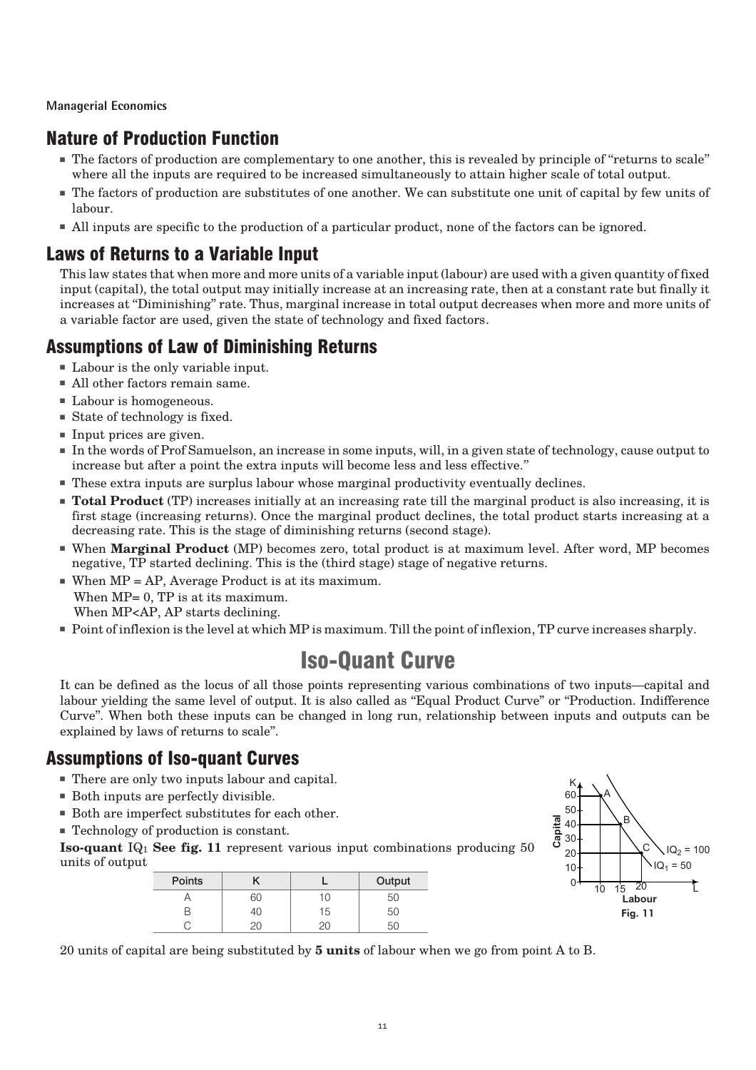## Nature of Production Function

- The factors of production are complementary to one another, this is revealed by principle of "returns to scale" where all the inputs are required to be increased simultaneously to attain higher scale of total output.
- The factors of production are substitutes of one another. We can substitute one unit of capital by few units of labour.
- All inputs are specific to the production of a particular product, none of the factors can be ignored.

## Laws of Returns to a Variable Input

This law states that when more and more units of a variable input (labour) are used with a given quantity of fixed input (capital), the total output may initially increase at an increasing rate, then at a constant rate but finally it increases at "Diminishing" rate. Thus, marginal increase in total output decreases when more and more units of a variable factor are used, given the state of technology and fixed factors.

## Assumptions of Law of Diminishing Returns

- Labour is the only variable input.
- All other factors remain same.
- Labour is homogeneous.
- State of technology is fixed.
- Input prices are given.
- In the words of Prof Samuelson, an increase in some inputs, will, in a given state of technology, cause output to increase but after a point the extra inputs will become less and less effective."
- These extra inputs are surplus labour whose marginal productivity eventually declines.
- **Total Product** (TP) increases initially at an increasing rate till the marginal product is also increasing, it is first stage (increasing returns). Once the marginal product declines, the total product starts increasing at a decreasing rate. This is the stage of diminishing returns (second stage).
- When **Marginal Product** (MP) becomes zero, total product is at maximum level. After word, MP becomes negative, TP started declining. This is the (third stage) stage of negative returns.
- When MP = AP, Average Product is at its maximum.
  When MP= 0, TP is at its maximum.
  When MP<AP, AP starts declining.
- Point of inflexion is the level at which MP is maximum. Till the point of inflexion, TP curve increases sharply.

# Iso-Quant Curve

It can be defined as the locus of all those points representing various combinations of two inputs—capital and labour yielding the same level of output. It is also called as "Equal Product Curve" or "Production. Indifference Curve". When both these inputs can be changed in long run, relationship between inputs and outputs can be explained by laws of returns to scale".

## Assumptions of Iso-quant Curves

- There are only two inputs labour and capital.
- Both inputs are perfectly divisible.
- Both are imperfect substitutes for each other.
- Technology of production is constant.

**Iso-quant** $IQ_1$ **See fig. 11** represent various input combinations producing 50 units of output

| Points | K | L | Output |
|---|---|---|---|
| A | 60 | 10 | 50 |
| B | 40 | 15 | 50 |
| C | 20 | 20 | 50 |

Fig. 11

20 units of capital are being substituted by **5 units** of labour when we go from point A to B.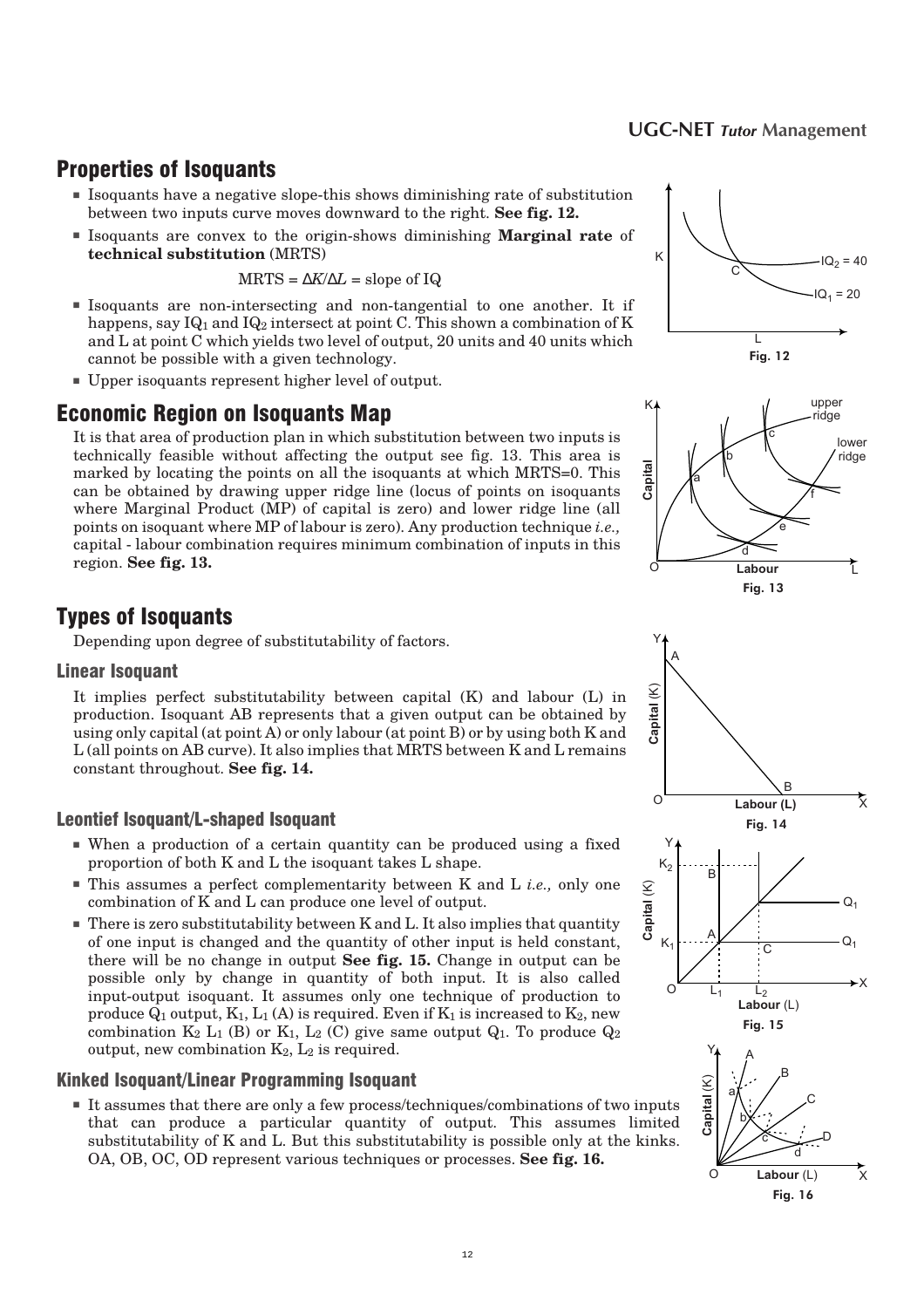## Properties of Isoquants

- Isoquants have a negative slope-this shows diminishing rate of substitution between two inputs curve moves downward to the right. **See fig. 12.**
- Isoquants are convex to the origin-shows diminishing **Marginal rate** of **technical substitution** (MRTS)

$$\text{MRTS} = \Delta K/\Delta L = \text{slope of IQ}$$

- Isoquants are non-intersecting and non-tangential to one another. It if happens, say $IQ_1$ and $IQ_2$ intersect at point C. This shown a combination of K and L at point C which yields two level of output, 20 units and 40 units which cannot be possible with a given technology.
- Upper isoquants represent higher level of output.

Fig. 12

## Economic Region on Isoquants Map

It is that area of production plan in which substitution between two inputs is technically feasible without affecting the output see fig. 13. This area is marked by locating the points on all the isoquants at which MRTS=0. This can be obtained by drawing upper ridge line (locus of points on isoquants where Marginal Product (MP) of capital is zero) and lower ridge line (all points on isoquant where MP of labour is zero). Any production technique *i.e.,* capital - labour combination requires minimum combination of inputs in this region. **See fig. 13.**

Fig. 13

## Types of Isoquants

Depending upon degree of substitutability of factors.

### Linear Isoquant

It implies perfect substitutability between capital (K) and labour (L) in production. Isoquant AB represents that a given output can be obtained by using only capital (at point A) or only labour (at point B) or by using both K and L (all points on AB curve). It also implies that MRTS between K and L remains constant throughout. **See fig. 14.**

Fig. 14

### Leontief Isoquant/L-shaped Isoquant

- When a production of a certain quantity can be produced using a fixed proportion of both K and L the isoquant takes L shape.
- This assumes a perfect complementarity between K and L *i.e.,* only one combination of K and L can produce one level of output.
- There is zero substitutability between K and L. It also implies that quantity of one input is changed and the quantity of other input is held constant, there will be no change in output **See fig. 15.** Change in output can be possible only by change in quantity of both input. It is also called input-output isoquant. It assumes only one technique of production to produce $Q_1$ output, $K_1$, $L_1$ (A) is required. Even if $K_1$ is increased to $K_2$, new combination $K_2$ $L_1$ (B) or $K_1$, $L_2$ (C) give same output $Q_1$. To produce $Q_2$ output, new combination $K_2$, $L_2$ is required.

Fig. 15

### Kinked Isoquant/Linear Programming Isoquant

- It assumes that there are only a few process/techniques/combinations of two inputs that can produce a particular quantity of output. This assumes limited substitutability of K and L. But this substitutability is possible only at the kinks. OA, OB, OC, OD represent various techniques or processes. **See fig. 16.**

Fig. 16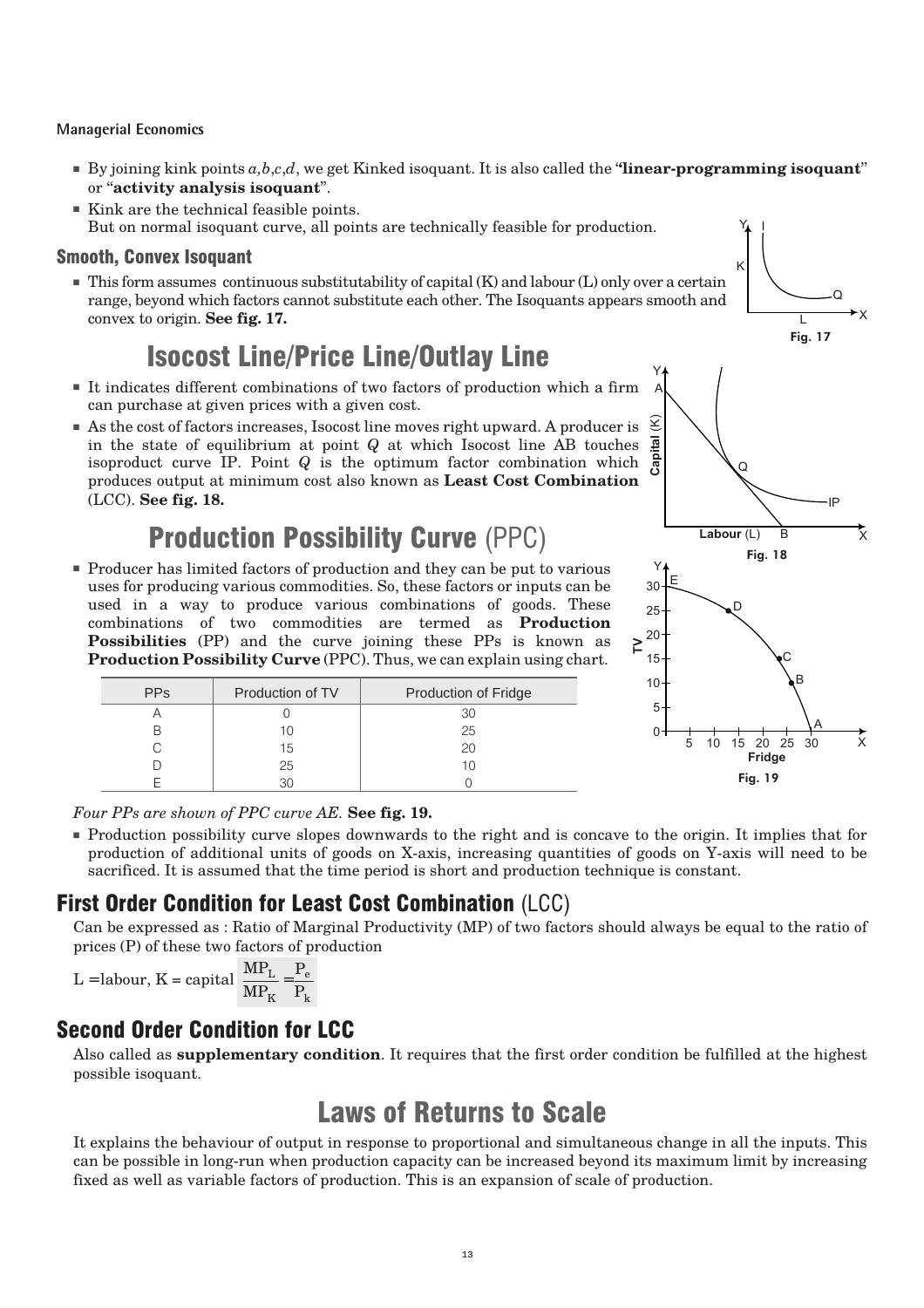- By joining kink points $a,b,c,d$, we get Kinked isoquant. It is also called the "**linear-programming isoquant**" or "**activity analysis isoquant**".
- Kink are the technical feasible points.
  But on normal isoquant curve, all points are technically feasible for production.

### Smooth, Convex Isoquant

- This form assumes continuous substitutability of capital (K) and labour (L) only over a certain range, beyond which factors cannot substitute each other. The Isoquants appears smooth and convex to origin. **See fig. 17.**

Fig. 17

## Isocost Line/Price Line/Outlay Line

- It indicates different combinations of two factors of production which a firm can purchase at given prices with a given cost.
- As the cost of factors increases, Isocost line moves right upward. A producer is in the state of equilibrium at point $Q$ at which Isocost line AB touches isoproduct curve IP. Point $Q$ is the optimum factor combination which produces output at minimum cost also known as **Least Cost Combination** (LCC). **See fig. 18.**

Fig. 18

## Production Possibility Curve (PPC)

- Producer has limited factors of production and they can be put to various uses for producing various commodities. So, these factors or inputs can be used in a way to produce various combinations of goods. These combinations of two commodities are termed as **Production Possibilities** (PP) and the curve joining these PPs is known as **Production Possibility Curve** (PPC). Thus, we can explain using chart.

| PPs | Production of TV | Production of Fridge |
|---|---|---|
| A | 0 | 30 |
| B | 10 | 25 |
| C | 15 | 20 |
| D | 25 | 10 |
| E | 30 | 0 |

Fig. 19

*Four PPs are shown of PPC curve AE.* **See fig. 19.**

- Production possibility curve slopes downwards to the right and is concave to the origin. It implies that for production of additional units of goods on X-axis, increasing quantities of goods on Y-axis will need to be sacrificed. It is assumed that the time period is short and production technique is constant.

### First Order Condition for Least Cost Combination (LCC)

Can be expressed as : Ratio of Marginal Productivity (MP) of two factors should always be equal to the ratio of prices (P) of these two factors of production

L =labour, K = capital $\frac{MP_L}{MP_K} = \frac{P_e}{P_k}$

### Second Order Condition for LCC

Also called as **supplementary condition**. It requires that the first order condition be fulfilled at the highest possible isoquant.

## Laws of Returns to Scale

It explains the behaviour of output in response to proportional and simultaneous change in all the inputs. This can be possible in long-run when production capacity can be increased beyond its maximum limit by increasing fixed as well as variable factors of production. This is an expansion of scale of production.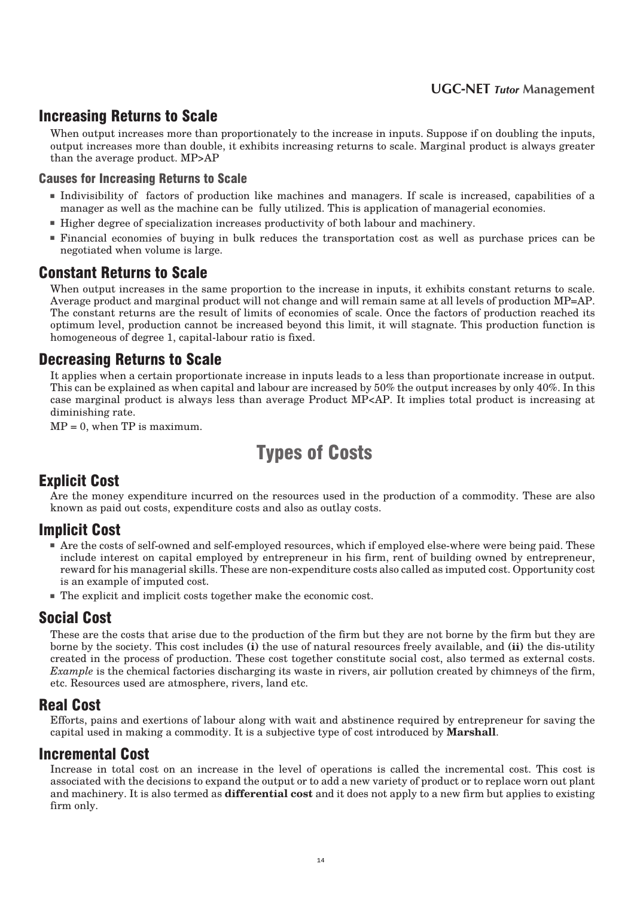## Increasing Returns to Scale

When output increases more than proportionately to the increase in inputs. Suppose if on doubling the inputs, output increases more than double, it exhibits increasing returns to scale. Marginal product is always greater than the average product. MP>AP

### Causes for Increasing Returns to Scale

- Indivisibility of factors of production like machines and managers. If scale is increased, capabilities of a manager as well as the machine can be fully utilized. This is application of managerial economies.
- Higher degree of specialization increases productivity of both labour and machinery.
- Financial economies of buying in bulk reduces the transportation cost as well as purchase prices can be negotiated when volume is large.

## Constant Returns to Scale

When output increases in the same proportion to the increase in inputs, it exhibits constant returns to scale. Average product and marginal product will not change and will remain same at all levels of production MP=AP. The constant returns are the result of limits of economies of scale. Once the factors of production reached its optimum level, production cannot be increased beyond this limit, it will stagnate. This production function is homogeneous of degree 1, capital-labour ratio is fixed.

## Decreasing Returns to Scale

It applies when a certain proportionate increase in inputs leads to a less than proportionate increase in output. This can be explained as when capital and labour are increased by 50% the output increases by only 40%. In this case marginal product is always less than average Product MP<AP. It implies total product is increasing at diminishing rate.

MP = 0, when TP is maximum.

# Types of Costs

## Explicit Cost

Are the money expenditure incurred on the resources used in the production of a commodity. These are also known as paid out costs, expenditure costs and also as outlay costs.

## Implicit Cost

- Are the costs of self-owned and self-employed resources, which if employed else-where were being paid. These include interest on capital employed by entrepreneur in his firm, rent of building owned by entrepreneur, reward for his managerial skills. These are non-expenditure costs also called as imputed cost. Opportunity cost is an example of imputed cost.
- The explicit and implicit costs together make the economic cost.

## Social Cost

These are the costs that arise due to the production of the firm but they are not borne by the firm but they are borne by the society. This cost includes **(i)** the use of natural resources freely available, and **(ii)** the dis-utility created in the process of production. These cost together constitute social cost, also termed as external costs. *Example* is the chemical factories discharging its waste in rivers, air pollution created by chimneys of the firm, etc. Resources used are atmosphere, rivers, land etc.

## Real Cost

Efforts, pains and exertions of labour along with wait and abstinence required by entrepreneur for saving the capital used in making a commodity. It is a subjective type of cost introduced by **Marshall**.

## Incremental Cost

Increase in total cost on an increase in the level of operations is called the incremental cost. This cost is associated with the decisions to expand the output or to add a new variety of product or to replace worn out plant and machinery. It is also termed as **differential cost** and it does not apply to a new firm but applies to existing firm only.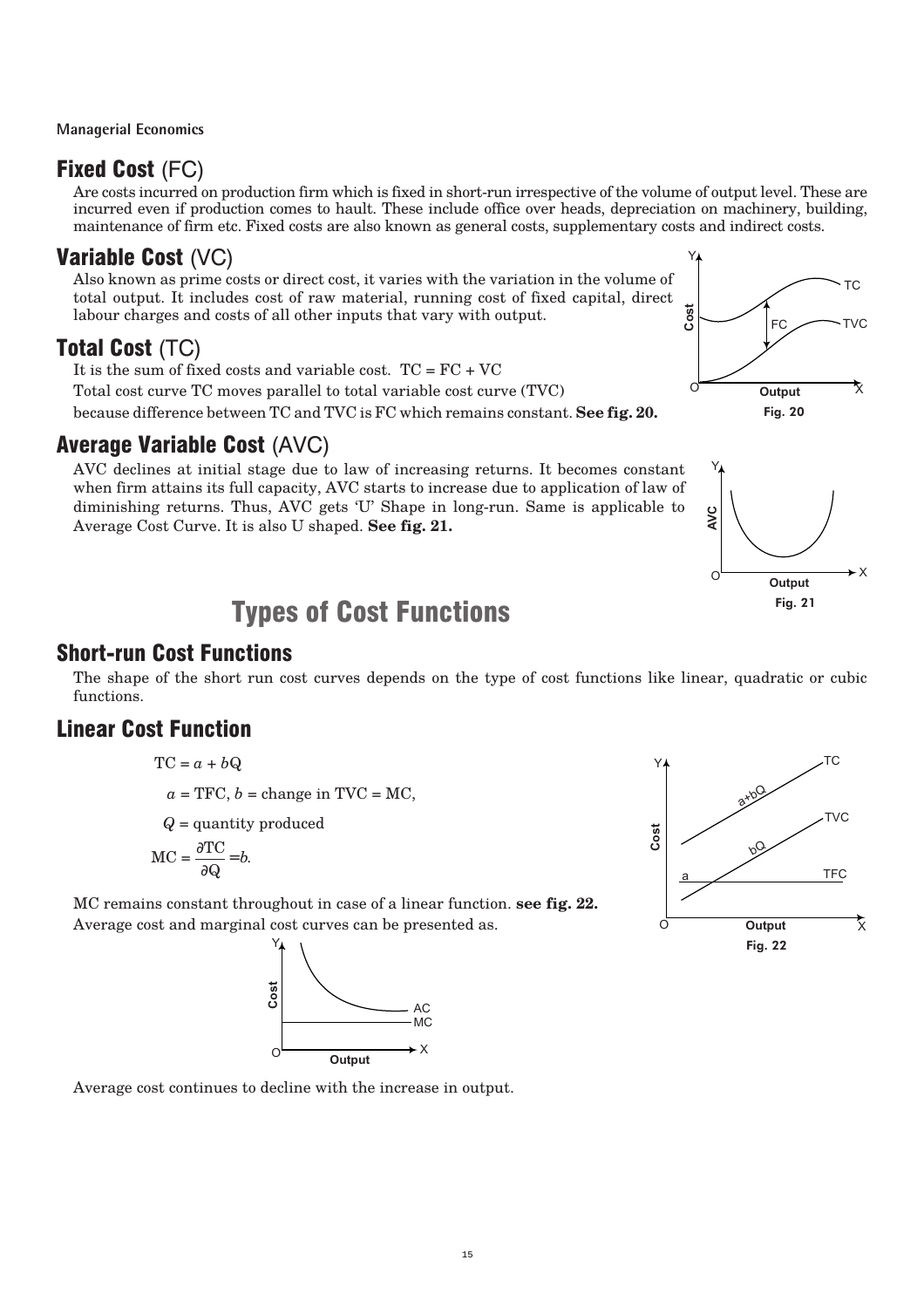## Fixed Cost (FC)

Are costs incurred on production firm which is fixed in short-run irrespective of the volume of output level. These are incurred even if production comes to hault. These include office over heads, depreciation on machinery, building, maintenance of firm etc. Fixed costs are also known as general costs, supplementary costs and indirect costs.

## Variable Cost (VC)

Also known as prime costs or direct cost, it varies with the variation in the volume of total output. It includes cost of raw material, running cost of fixed capital, direct labour charges and costs of all other inputs that vary with output.

## Total Cost (TC)

It is the sum of fixed costs and variable cost. TC = FC + VC

Total cost curve TC moves parallel to total variable cost curve (TVC) because difference between TC and TVC is FC which remains constant. **See fig. 20.**

Fig. 20

## Average Variable Cost (AVC)

AVC declines at initial stage due to law of increasing returns. It becomes constant when firm attains its full capacity, AVC starts to increase due to application of law of diminishing returns. Thus, AVC gets 'U' Shape in long-run. Same is applicable to Average Cost Curve. It is also U shaped. **See fig. 21.**

Fig. 21

# Types of Cost Functions

## Short-run Cost Functions

The shape of the short run cost curves depends on the type of cost functions like linear, quadratic or cubic functions.

## Linear Cost Function

$$TC = a + bQ$$

$a$ = TFC, $b$ = change in TVC = MC,

$Q$ = quantity produced

$$MC = \frac{\partial TC}{\partial Q} = b.$$

MC remains constant throughout in case of a linear function. **see fig. 22.**

Fig. 22

Average cost and marginal cost curves can be presented as.

Average cost continues to decline with the increase in output.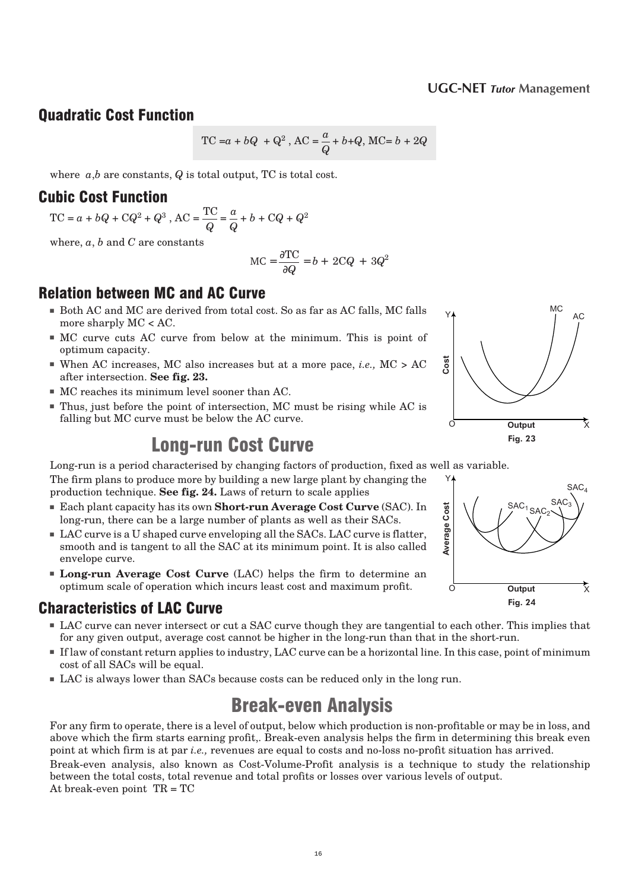## Quadratic Cost Function

$$\text{TC} = a + bQ + Q^2 \text{ , AC} = \frac{a}{Q} + b + Q\text{, MC} = b + 2Q$$

where $a$,$b$ are constants, $Q$ is total output, TC is total cost.

## Cubic Cost Function

$\text{TC} = a + bQ + \text{C}Q^2 + Q^3$ , $\text{AC} = \frac{\text{TC}}{Q} = \frac{a}{Q} + b + \text{C}Q + Q^2$

where, $a$, $b$ and $C$ are constants

$$\text{MC} = \frac{\partial \text{TC}}{\partial Q} = b + 2\text{C}Q + 3Q^2$$

## Relation between MC and AC Curve

- Both AC and MC are derived from total cost. So as far as AC falls, MC falls more sharply MC < AC.
- MC curve cuts AC curve from below at the minimum. This is point of optimum capacity.
- When AC increases, MC also increases but at a more pace, *i.e.,* MC > AC after intersection. **See fig. 23.**
- MC reaches its minimum level sooner than AC.
- Thus, just before the point of intersection, MC must be rising while AC is falling but MC curve must be below the AC curve.

Fig. 23

# Long-run Cost Curve

Long-run is a period characterised by changing factors of production, fixed as well as variable.

The firm plans to produce more by building a new large plant by changing the production technique. **See fig. 24.** Laws of return to scale applies

- Each plant capacity has its own **Short-run Average Cost Curve** (SAC). In long-run, there can be a large number of plants as well as their SACs.
- LAC curve is a U shaped curve enveloping all the SACs. LAC curve is flatter, smooth and is tangent to all the SAC at its minimum point. It is also called envelope curve.
- **Long-run Average Cost Curve** (LAC) helps the firm to determine an optimum scale of operation which incurs least cost and maximum profit.

Fig. 24

## Characteristics of LAC Curve

- LAC curve can never intersect or cut a SAC curve though they are tangential to each other. This implies that for any given output, average cost cannot be higher in the long-run than that in the short-run.
- If law of constant return applies to industry, LAC curve can be a horizontal line. In this case, point of minimum cost of all SACs will be equal.
- LAC is always lower than SACs because costs can be reduced only in the long run.

# Break-even Analysis

For any firm to operate, there is a level of output, below which production is non-profitable or may be in loss, and above which the firm starts earning profit,. Break-even analysis helps the firm in determining this break even point at which firm is at par *i.e.,* revenues are equal to costs and no-loss no-profit situation has arrived.

Break-even analysis, also known as Cost-Volume-Profit analysis is a technique to study the relationship between the total costs, total revenue and total profits or losses over various levels of output.

At break-even point TR = TC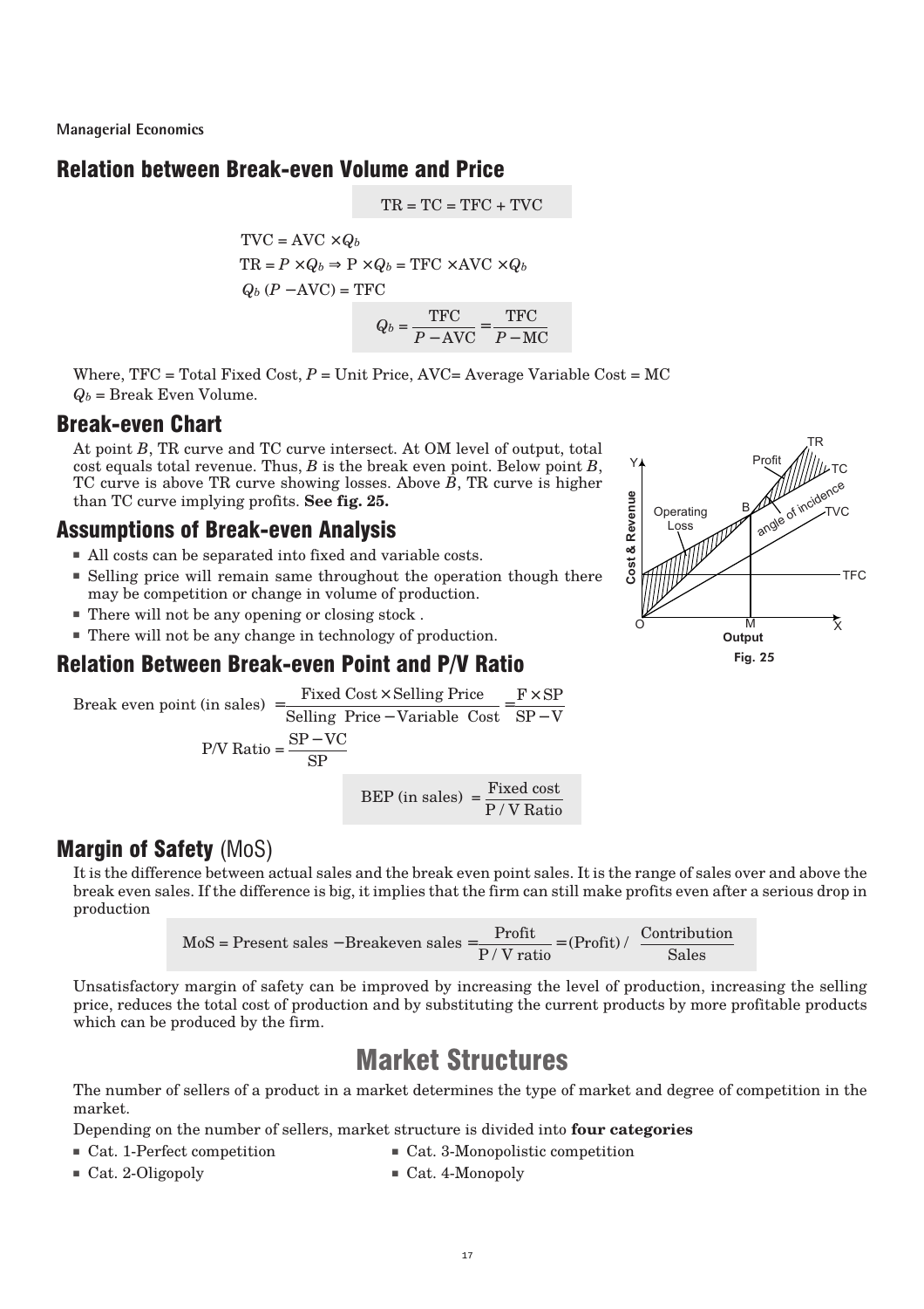## Relation between Break-even Volume and Price

$$TR = TC = TFC + TVC$$

$TVC = AVC \times Q_b$

$TR = P \times Q_b \Rightarrow P \times Q_b = TFC \times AVC \times Q_b$

$Q_b (P - AVC) = TFC$

$$Q_b = \frac{TFC}{P - AVC} = \frac{TFC}{P - MC}$$

Where, TFC = Total Fixed Cost, $P$ = Unit Price, AVC= Average Variable Cost = MC

$Q_b$ = Break Even Volume.

## Break-even Chart

At point $B$, TR curve and TC curve intersect. At OM level of output, total cost equals total revenue. Thus, $B$ is the break even point. Below point $B$, TC curve is above TR curve showing losses. Above $B$, TR curve is higher than TC curve implying profits. **See fig. 25.**

Fig. 25

## Assumptions of Break-even Analysis

- All costs can be separated into fixed and variable costs.
- Selling price will remain same throughout the operation though there may be competition or change in volume of production.
- There will not be any opening or closing stock .
- There will not be any change in technology of production.

## Relation Between Break-even Point and P/V Ratio

$$\text{Break even point (in sales)} = \frac{\text{Fixed Cost} \times \text{Selling Price}}{\text{Selling Price} - \text{Variable Cost}} = \frac{F \times SP}{SP - V}$$

$$\text{P/V Ratio} = \frac{SP - VC}{SP}$$

$$\text{BEP (in sales)} = \frac{\text{Fixed cost}}{\text{P / V Ratio}}$$

## Margin of Safety (MoS)

It is the difference between actual sales and the break even point sales. It is the range of sales over and above the break even sales. If the difference is big, it implies that the firm can still make profits even after a serious drop in production

$$\text{MoS} = \text{Present sales} - \text{Breakeven sales} = \frac{\text{Profit}}{\text{P / V ratio}} = (\text{Profit}) / \frac{\text{Contribution}}{\text{Sales}}$$

Unsatisfactory margin of safety can be improved by increasing the level of production, increasing the selling price, reduces the total cost of production and by substituting the current products by more profitable products which can be produced by the firm.

# Market Structures

The number of sellers of a product in a market determines the type of market and degree of competition in the market.

Depending on the number of sellers, market structure is divided into **four categories**

- Cat. 1-Perfect competition
- Cat. 2-Oligopoly
- Cat. 3-Monopolistic competition
- Cat. 4-Monopoly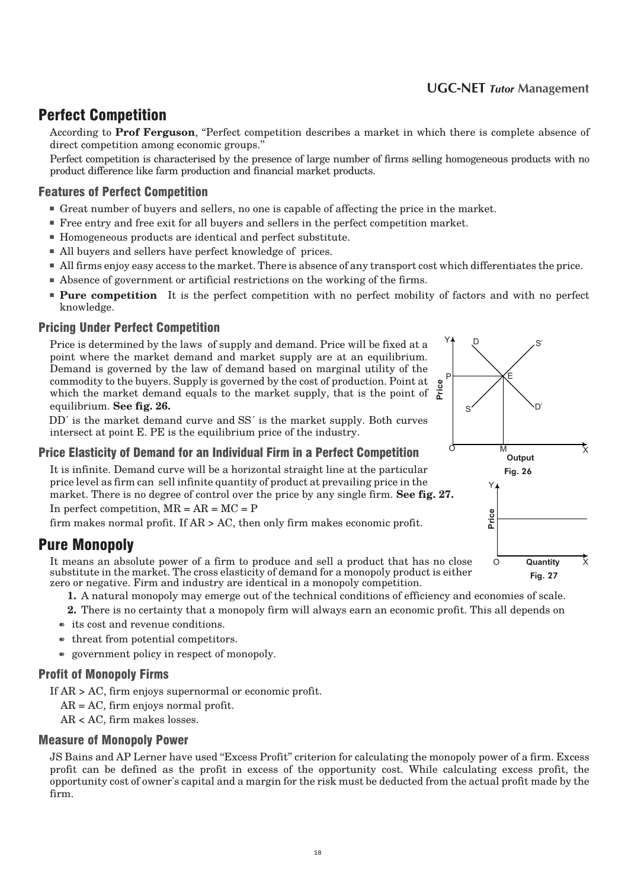## Perfect Competition

According to **Prof Ferguson**, "Perfect competition describes a market in which there is complete absence of direct competition among economic groups."

Perfect competition is characterised by the presence of large number of firms selling homogeneous products with no product difference like farm production and financial market products.

### Features of Perfect Competition

- Great number of buyers and sellers, no one is capable of affecting the price in the market.
- Free entry and free exit for all buyers and sellers in the perfect competition market.
- Homogeneous products are identical and perfect substitute.
- All buyers and sellers have perfect knowledge of prices.
- All firms enjoy easy access to the market. There is absence of any transport cost which differentiates the price.
- Absence of government or artificial restrictions on the working of the firms.
- **Pure competition** It is the perfect competition with no perfect mobility of factors and with no perfect knowledge.

### Pricing Under Perfect Competition

Price is determined by the laws of supply and demand. Price will be fixed at a point where the market demand and market supply are at an equilibrium. Demand is governed by the law of demand based on marginal utility of the commodity to the buyers. Supply is governed by the cost of production. Point at which the market demand equals to the market supply, that is the point of equilibrium. **See fig. 26.**

DD′ is the market demand curve and SS′ is the market supply. Both curves intersect at point E. PE is the equilibrium price of the industry.

Fig. 26

### Price Elasticity of Demand for an Individual Firm in a Perfect Competition

It is infinite. Demand curve will be a horizontal straight line at the particular price level as firm can sell infinite quantity of product at prevailing price in the market. There is no degree of control over the price by any single firm. **See fig. 27.**

In perfect competition, MR = AR = MC = P

firm makes normal profit. If AR > AC, then only firm makes economic profit.

Fig. 27

## Pure Monopoly

It means an absolute power of a firm to produce and sell a product that has no close substitute in the market. The cross elasticity of demand for a monopoly product is either zero or negative. Firm and industry are identical in a monopoly competition.

1. A natural monopoly may emerge out of the technical conditions of efficiency and economies of scale.
2. There is no certainty that a monopoly firm will always earn an economic profit. This all depends on
   - its cost and revenue conditions.
   - threat from potential competitors.
   - government policy in respect of monopoly.

### Profit of Monopoly Firms

If AR > AC, firm enjoys supernormal or economic profit.

AR = AC, firm enjoys normal profit.

AR < AC, firm makes losses.

### Measure of Monopoly Power

JS Bains and AP Lerner have used "Excess Profit" criterion for calculating the monopoly power of a firm. Excess profit can be defined as the profit in excess of the opportunity cost. While calculating excess profit, the opportunity cost of owner's capital and a margin for the risk must be deducted from the actual profit made by the firm.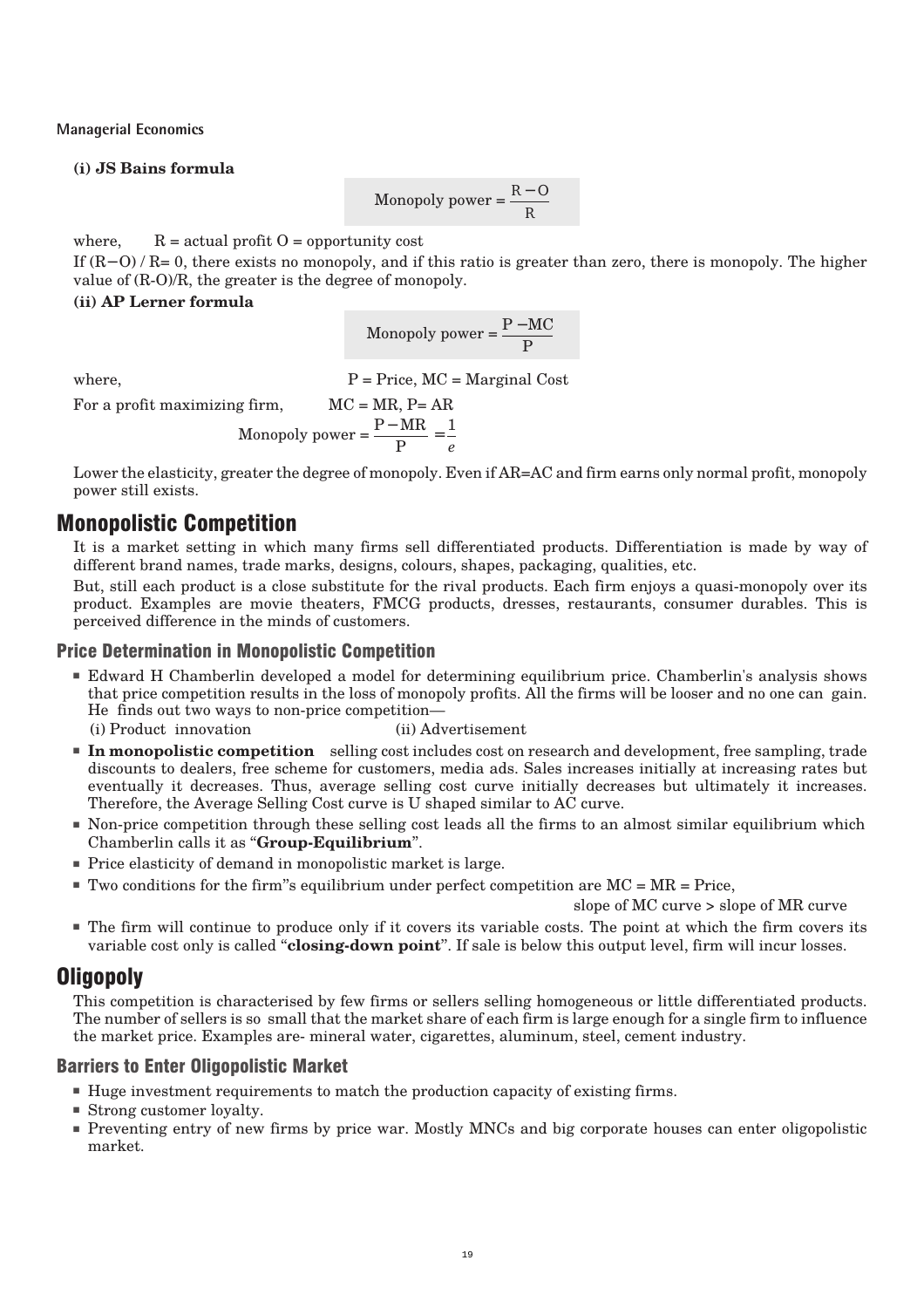**(i) JS Bains formula**

$$\text{Monopoly power} = \frac{R - O}{R}$$

where, R = actual profit O = opportunity cost

If (R−O) / R= 0, there exists no monopoly, and if this ratio is greater than zero, there is monopoly. The higher value of (R-O)/R, the greater is the degree of monopoly.

**(ii) AP Lerner formula**

$$\text{Monopoly power} = \frac{P - MC}{P}$$

where, P = Price, MC = Marginal Cost

For a profit maximizing firm, MC = MR, P= AR

$$\text{Monopoly power} = \frac{P - MR}{P} = \frac{1}{e}$$

Lower the elasticity, greater the degree of monopoly. Even if AR=AC and firm earns only normal profit, monopoly power still exists.

## Monopolistic Competition

It is a market setting in which many firms sell differentiated products. Differentiation is made by way of different brand names, trade marks, designs, colours, shapes, packaging, qualities, etc.

But, still each product is a close substitute for the rival products. Each firm enjoys a quasi-monopoly over its product. Examples are movie theaters, FMCG products, dresses, restaurants, consumer durables. This is perceived difference in the minds of customers.

### Price Determination in Monopolistic Competition

- Edward H Chamberlin developed a model for determining equilibrium price. Chamberlin's analysis shows that price competition results in the loss of monopoly profits. All the firms will be looser and no one can gain. He finds out two ways to non-price competition—
  (i) Product innovation (ii) Advertisement
- **In monopolistic competition** selling cost includes cost on research and development, free sampling, trade discounts to dealers, free scheme for customers, media ads. Sales increases initially at increasing rates but eventually it decreases. Thus, average selling cost curve initially decreases but ultimately it increases. Therefore, the Average Selling Cost curve is U shaped similar to AC curve.
- Non-price competition through these selling cost leads all the firms to an almost similar equilibrium which Chamberlin calls it as "**Group-Equilibrium**".
- Price elasticity of demand in monopolistic market is large.
- Two conditions for the firm"s equilibrium under perfect competition are MC = MR = Price,
  slope of MC curve > slope of MR curve
- The firm will continue to produce only if it covers its variable costs. The point at which the firm covers its variable cost only is called "**closing-down point**". If sale is below this output level, firm will incur losses.

## Oligopoly

This competition is characterised by few firms or sellers selling homogeneous or little differentiated products. The number of sellers is so small that the market share of each firm is large enough for a single firm to influence the market price. Examples are- mineral water, cigarettes, aluminum, steel, cement industry.

### Barriers to Enter Oligopolistic Market

- Huge investment requirements to match the production capacity of existing firms.
- Strong customer loyalty.
- Preventing entry of new firms by price war. Mostly MNCs and big corporate houses can enter oligopolistic market.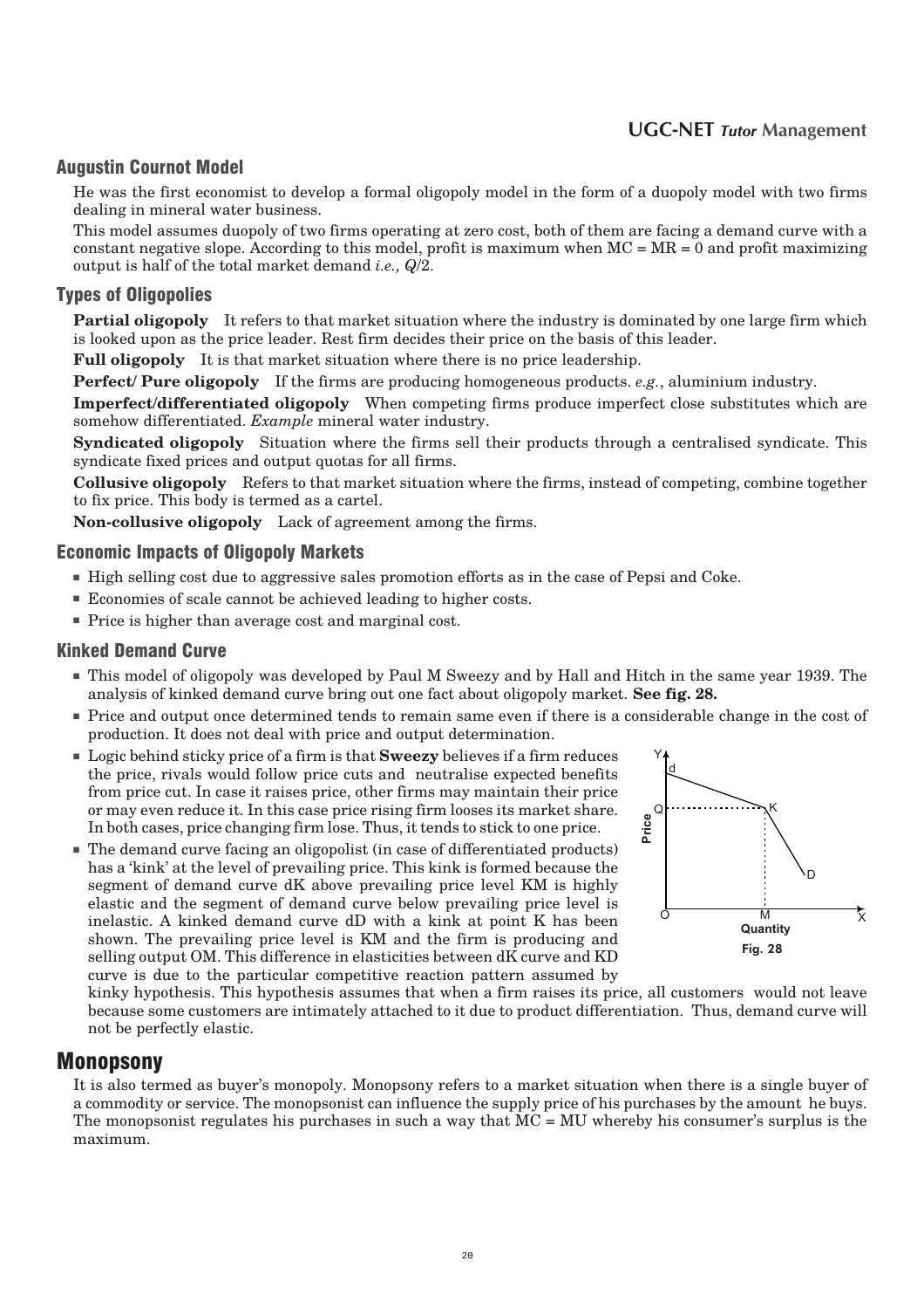## Augustin Cournot Model

He was the first economist to develop a formal oligopoly model in the form of a duopoly model with two firms dealing in mineral water business.

This model assumes duopoly of two firms operating at zero cost, both of them are facing a demand curve with a constant negative slope. According to this model, profit is maximum when MC = MR = 0 and profit maximizing output is half of the total market demand *i.e., Q*/2.

## Types of Oligopolies

**Partial oligopoly** It refers to that market situation where the industry is dominated by one large firm which is looked upon as the price leader. Rest firm decides their price on the basis of this leader.

**Full oligopoly** It is that market situation where there is no price leadership.

**Perfect/ Pure oligopoly** If the firms are producing homogeneous products. *e.g.*, aluminium industry.

**Imperfect/differentiated oligopoly** When competing firms produce imperfect close substitutes which are somehow differentiated. *Example* mineral water industry.

**Syndicated oligopoly** Situation where the firms sell their products through a centralised syndicate. This syndicate fixed prices and output quotas for all firms.

**Collusive oligopoly** Refers to that market situation where the firms, instead of competing, combine together to fix price. This body is termed as a cartel.

**Non-collusive oligopoly** Lack of agreement among the firms.

## Economic Impacts of Oligopoly Markets

- High selling cost due to aggressive sales promotion efforts as in the case of Pepsi and Coke.
- Economies of scale cannot be achieved leading to higher costs.
- Price is higher than average cost and marginal cost.

## Kinked Demand Curve

- This model of oligopoly was developed by Paul M Sweezy and by Hall and Hitch in the same year 1939. The analysis of kinked demand curve bring out one fact about oligopoly market. **See fig. 28.**
- Price and output once determined tends to remain same even if there is a considerable change in the cost of production. It does not deal with price and output determination.
- Logic behind sticky price of a firm is that **Sweezy** believes if a firm reduces the price, rivals would follow price cuts and neutralise expected benefits from price cut. In case it raises price, other firms may maintain their price or may even reduce it. In this case price rising firm looses its market share. In both cases, price changing firm lose. Thus, it tends to stick to one price.
- The demand curve facing an oligopolist (in case of differentiated products) has a 'kink' at the level of prevailing price. This kink is formed because the segment of demand curve dK above prevailing price level KM is highly elastic and the segment of demand curve below prevailing price level is inelastic. A kinked demand curve dD with a kink at point K has been shown. The prevailing price level is KM and the firm is producing and selling output OM. This difference in elasticities between dK curve and KD curve is due to the particular competitive reaction pattern assumed by kinky hypothesis. This hypothesis assumes that when a firm raises its price, all customers would not leave because some customers are intimately attached to it due to product differentiation. Thus, demand curve will not be perfectly elastic.

Fig. 28

# Monopsony

It is also termed as buyer's monopoly. Monopsony refers to a market situation when there is a single buyer of a commodity or service. The monopsonist can influence the supply price of his purchases by the amount he buys. The monopsonist regulates his purchases in such a way that MC = MU whereby his consumer's surplus is the maximum.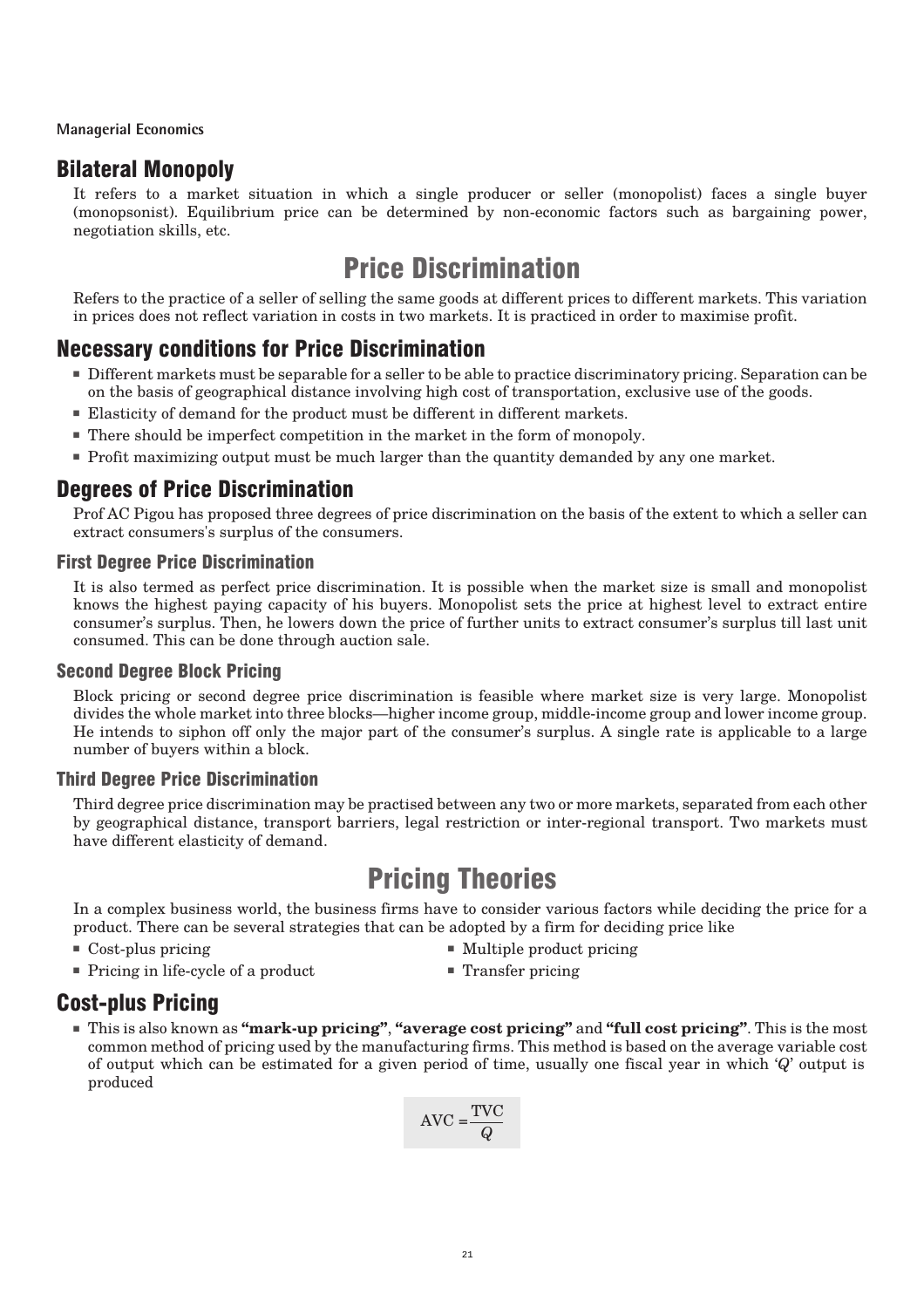## Bilateral Monopoly

It refers to a market situation in which a single producer or seller (monopolist) faces a single buyer (monopsonist). Equilibrium price can be determined by non-economic factors such as bargaining power, negotiation skills, etc.

# Price Discrimination

Refers to the practice of a seller of selling the same goods at different prices to different markets. This variation in prices does not reflect variation in costs in two markets. It is practiced in order to maximise profit.

## Necessary conditions for Price Discrimination

- Different markets must be separable for a seller to be able to practice discriminatory pricing. Separation can be on the basis of geographical distance involving high cost of transportation, exclusive use of the goods.
- Elasticity of demand for the product must be different in different markets.
- There should be imperfect competition in the market in the form of monopoly.
- Profit maximizing output must be much larger than the quantity demanded by any one market.

## Degrees of Price Discrimination

Prof AC Pigou has proposed three degrees of price discrimination on the basis of the extent to which a seller can extract consumers's surplus of the consumers.

### First Degree Price Discrimination

It is also termed as perfect price discrimination. It is possible when the market size is small and monopolist knows the highest paying capacity of his buyers. Monopolist sets the price at highest level to extract entire consumer's surplus. Then, he lowers down the price of further units to extract consumer's surplus till last unit consumed. This can be done through auction sale.

### Second Degree Block Pricing

Block pricing or second degree price discrimination is feasible where market size is very large. Monopolist divides the whole market into three blocks—higher income group, middle-income group and lower income group. He intends to siphon off only the major part of the consumer's surplus. A single rate is applicable to a large number of buyers within a block.

### Third Degree Price Discrimination

Third degree price discrimination may be practised between any two or more markets, separated from each other by geographical distance, transport barriers, legal restriction or inter-regional transport. Two markets must have different elasticity of demand.

# Pricing Theories

In a complex business world, the business firms have to consider various factors while deciding the price for a product. There can be several strategies that can be adopted by a firm for deciding price like

- Cost-plus pricing
- Multiple product pricing
- Pricing in life-cycle of a product
- Transfer pricing

## Cost-plus Pricing

- This is also known as **"mark-up pricing"**, **"average cost pricing"** and **"full cost pricing"**. This is the most common method of pricing used by the manufacturing firms. This method is based on the average variable cost of output which can be estimated for a given period of time, usually one fiscal year in which '*Q*' output is produced

$$\text{AVC} = \frac{\text{TVC}}{Q}$$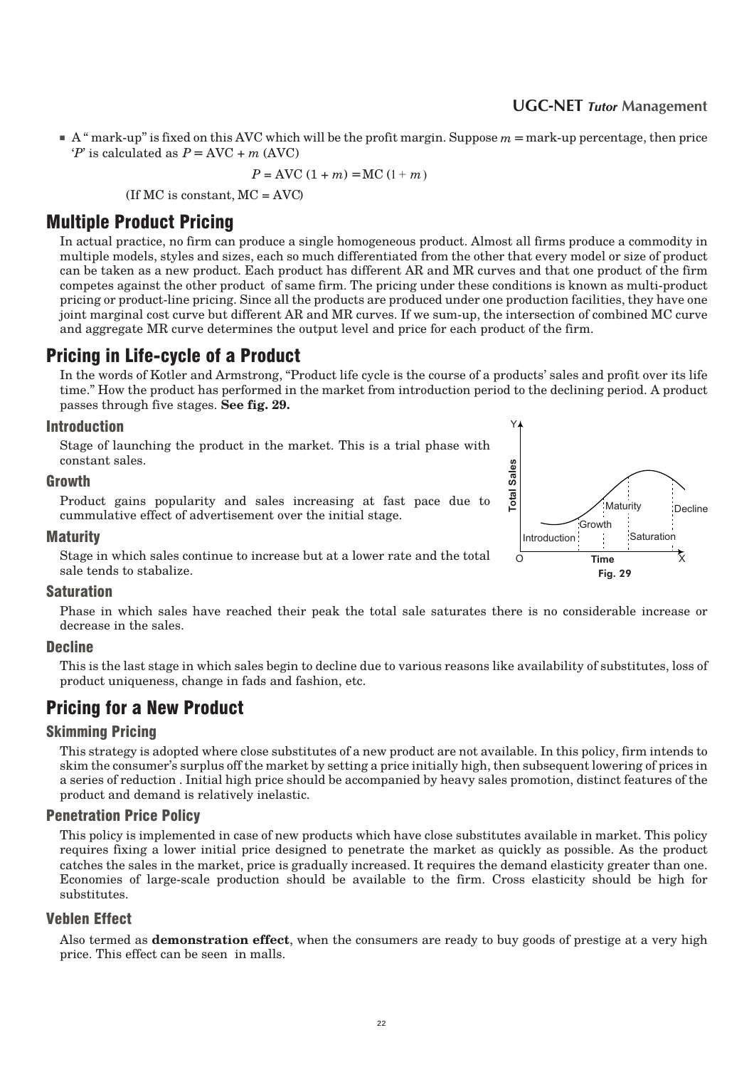- A " mark-up" is fixed on this AVC which will be the profit margin. Suppose $m$ = mark-up percentage, then price '$P$' is calculated as $P = \text{AVC} + m\,(\text{AVC})$

$$P = \text{AVC}\,(1 + m) = \text{MC}\,(1 + m)$$

(If MC is constant, MC = AVC)

## Multiple Product Pricing

In actual practice, no firm can produce a single homogeneous product. Almost all firms produce a commodity in multiple models, styles and sizes, each so much differentiated from the other that every model or size of product can be taken as a new product. Each product has different AR and MR curves and that one product of the firm competes against the other product of same firm. The pricing under these conditions is known as multi-product pricing or product-line pricing. Since all the products are produced under one production facilities, they have one joint marginal cost curve but different AR and MR curves. If we sum-up, the intersection of combined MC curve and aggregate MR curve determines the output level and price for each product of the firm.

## Pricing in Life-cycle of a Product

In the words of Kotler and Armstrong, "Product life cycle is the course of a products' sales and profit over its life time." How the product has performed in the market from introduction period to the declining period. A product passes through five stages. **See fig. 29.**

### Introduction

Stage of launching the product in the market. This is a trial phase with constant sales.

### Growth

Product gains popularity and sales increasing at fast pace due to cummulative effect of advertisement over the initial stage.

### Maturity

Stage in which sales continue to increase but at a lower rate and the total sale tends to stabalize.

Fig. 29

### Saturation

Phase in which sales have reached their peak the total sale saturates there is no considerable increase or decrease in the sales.

### Decline

This is the last stage in which sales begin to decline due to various reasons like availability of substitutes, loss of product uniqueness, change in fads and fashion, etc.

## Pricing for a New Product

### Skimming Pricing

This strategy is adopted where close substitutes of a new product are not available. In this policy, firm intends to skim the consumer's surplus off the market by setting a price initially high, then subsequent lowering of prices in a series of reduction . Initial high price should be accompanied by heavy sales promotion, distinct features of the product and demand is relatively inelastic.

### Penetration Price Policy

This policy is implemented in case of new products which have close substitutes available in market. This policy requires fixing a lower initial price designed to penetrate the market as quickly as possible. As the product catches the sales in the market, price is gradually increased. It requires the demand elasticity greater than one. Economies of large-scale production should be available to the firm. Cross elasticity should be high for substitutes.

### Veblen Effect

Also termed as **demonstration effect**, when the consumers are ready to buy goods of prestige at a very high price. This effect can be seen in malls.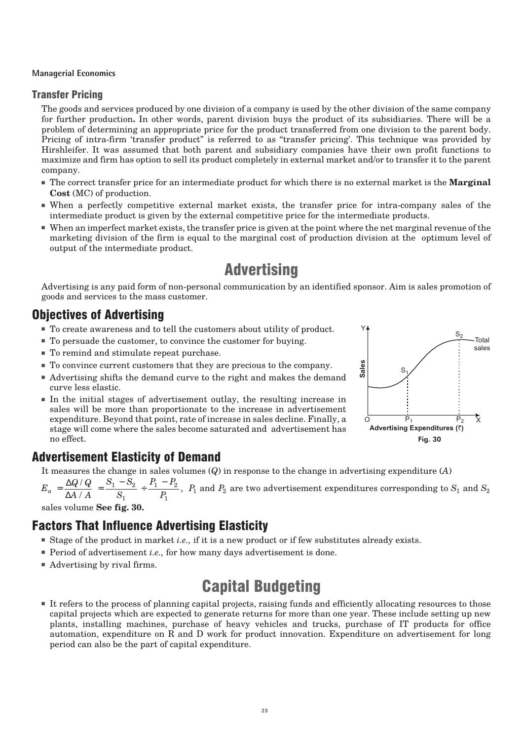## Transfer Pricing

The goods and services produced by one division of a company is used by the other division of the same company for further production**.** In other words, parent division buys the product of its subsidiaries. There will be a problem of determining an appropriate price for the product transferred from one division to the parent body. Pricing of intra-firm 'transfer product" is referred to as "transfer pricing'. This technique was provided by Hirshleifer. It was assumed that both parent and subsidiary companies have their own profit functions to maximize and firm has option to sell its product completely in external market and/or to transfer it to the parent company.

- The correct transfer price for an intermediate product for which there is no external market is the **Marginal Cost** (MC) of production.
- When a perfectly competitive external market exists, the transfer price for intra-company sales of the intermediate product is given by the external competitive price for the intermediate products.
- When an imperfect market exists, the transfer price is given at the point where the net marginal revenue of the marketing division of the firm is equal to the marginal cost of production division at the optimum level of output of the intermediate product.

# Advertising

Advertising is any paid form of non-personal communication by an identified sponsor. Aim is sales promotion of goods and services to the mass customer.

## Objectives of Advertising

- To create awareness and to tell the customers about utility of product.
- To persuade the customer, to convince the customer for buying.
- To remind and stimulate repeat purchase.
- To convince current customers that they are precious to the company.
- Advertising shifts the demand curve to the right and makes the demand curve less elastic.
- In the initial stages of advertisement outlay, the resulting increase in sales will be more than proportionate to the increase in advertisement expenditure. Beyond that point, rate of increase in sales decline. Finally, a stage will come where the sales become saturated and advertisement has no effect.

Fig. 30

## Advertisement Elasticity of Demand

It measures the change in sales volumes ($Q$) in response to the change in advertising expenditure ($A$)

$E_a = \dfrac{\Delta Q / Q}{\Delta A / A} = \dfrac{S_1 - S_2}{S_1} \div \dfrac{P_1 - P_2}{P_1}$, $P_1$ and $P_2$ are two advertisement expenditures corresponding to $S_1$ and $S_2$ sales volume **See fig. 30.**

## Factors That Influence Advertising Elasticity

- Stage of the product in market *i.e.,* if it is a new product or if few substitutes already exists.
- Period of advertisement *i.e.,* for how many days advertisement is done.
- Advertising by rival firms.

# Capital Budgeting

- It refers to the process of planning capital projects, raising funds and efficiently allocating resources to those capital projects which are expected to generate returns for more than one year. These include setting up new plants, installing machines, purchase of heavy vehicles and trucks, purchase of IT products for office automation, expenditure on R and D work for product innovation. Expenditure on advertisement for long period can also be the part of capital expenditure.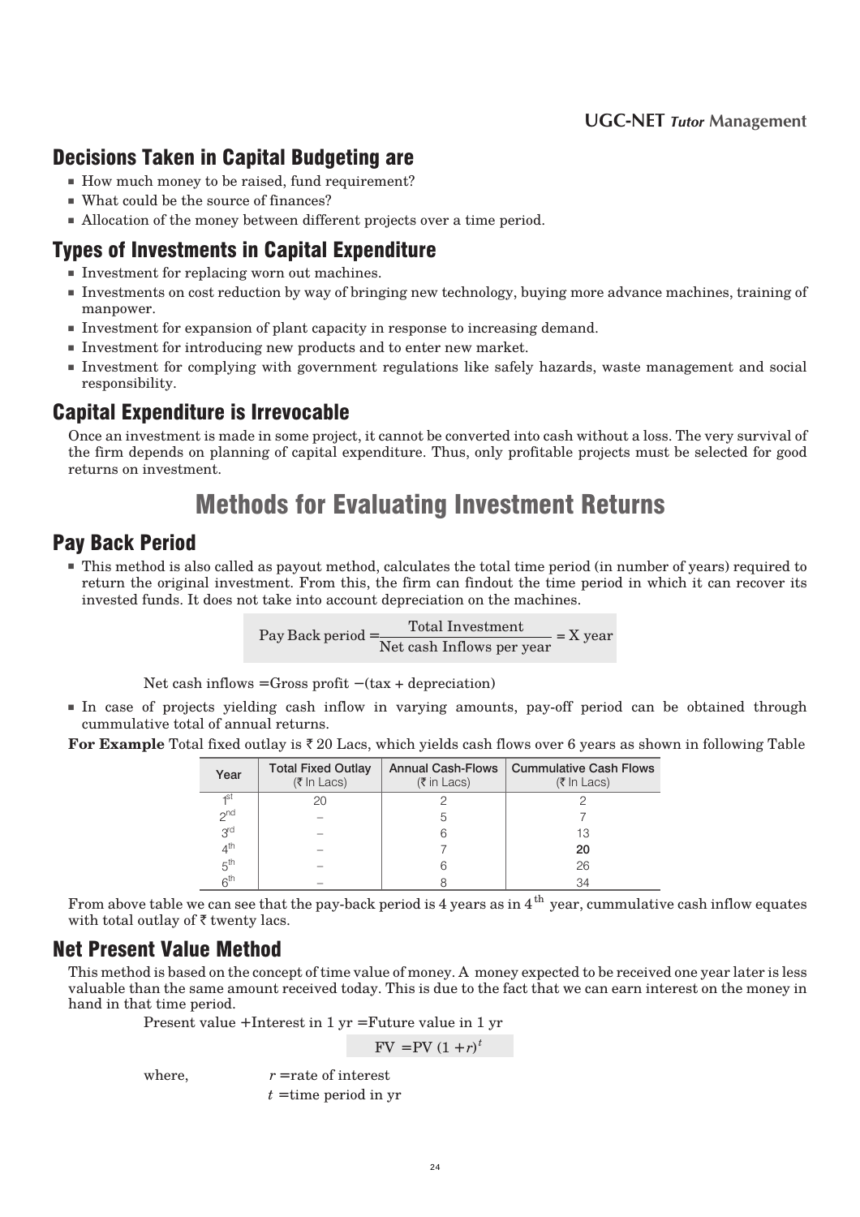## Decisions Taken in Capital Budgeting are

- How much money to be raised, fund requirement?
- What could be the source of finances?
- Allocation of the money between different projects over a time period.

## Types of Investments in Capital Expenditure

- Investment for replacing worn out machines.
- Investments on cost reduction by way of bringing new technology, buying more advance machines, training of manpower.
- Investment for expansion of plant capacity in response to increasing demand.
- Investment for introducing new products and to enter new market.
- Investment for complying with government regulations like safely hazards, waste management and social responsibility.

## Capital Expenditure is Irrevocable

Once an investment is made in some project, it cannot be converted into cash without a loss. The very survival of the firm depends on planning of capital expenditure. Thus, only profitable projects must be selected for good returns on investment.

# Methods for Evaluating Investment Returns

## Pay Back Period

- This method is also called as payout method, calculates the total time period (in number of years) required to return the original investment. From this, the firm can findout the time period in which it can recover its invested funds. It does not take into account depreciation on the machines.

$$\text{Pay Back period} = \frac{\text{Total Investment}}{\text{Net cash Inflows per year}} = \text{X year}$$

Net cash inflows = Gross profit − (tax + depreciation)

- In case of projects yielding cash inflow in varying amounts, pay-off period can be obtained through cummulative total of annual returns.

**For Example** Total fixed outlay is ₹ 20 Lacs, which yields cash flows over 6 years as shown in following Table

| Year | Total Fixed Outlay (₹ In Lacs) | Annual Cash-Flows (₹ in Lacs) | Cummulative Cash Flows (₹ In Lacs) |
|---|---|---|---|
| 1st | 20 | 2 | 2 |
| 2nd | – | 5 | 7 |
| 3rd | – | 6 | 13 |
| 4th | – | 7 | **20** |
| 5th | – | 6 | 26 |
| 6th | – | 8 | 34 |

From above table we can see that the pay-back period is 4 years as in 4th year, cummulative cash inflow equates with total outlay of ₹ twenty lacs.

## Net Present Value Method

This method is based on the concept of time value of money. A money expected to be received one year later is less valuable than the same amount received today. This is due to the fact that we can earn interest on the money in hand in that time period.

Present value + Interest in 1 yr = Future value in 1 yr

$$FV = PV\,(1 + r)^t$$

where, $r$ = rate of interest

$t$ = time period in yr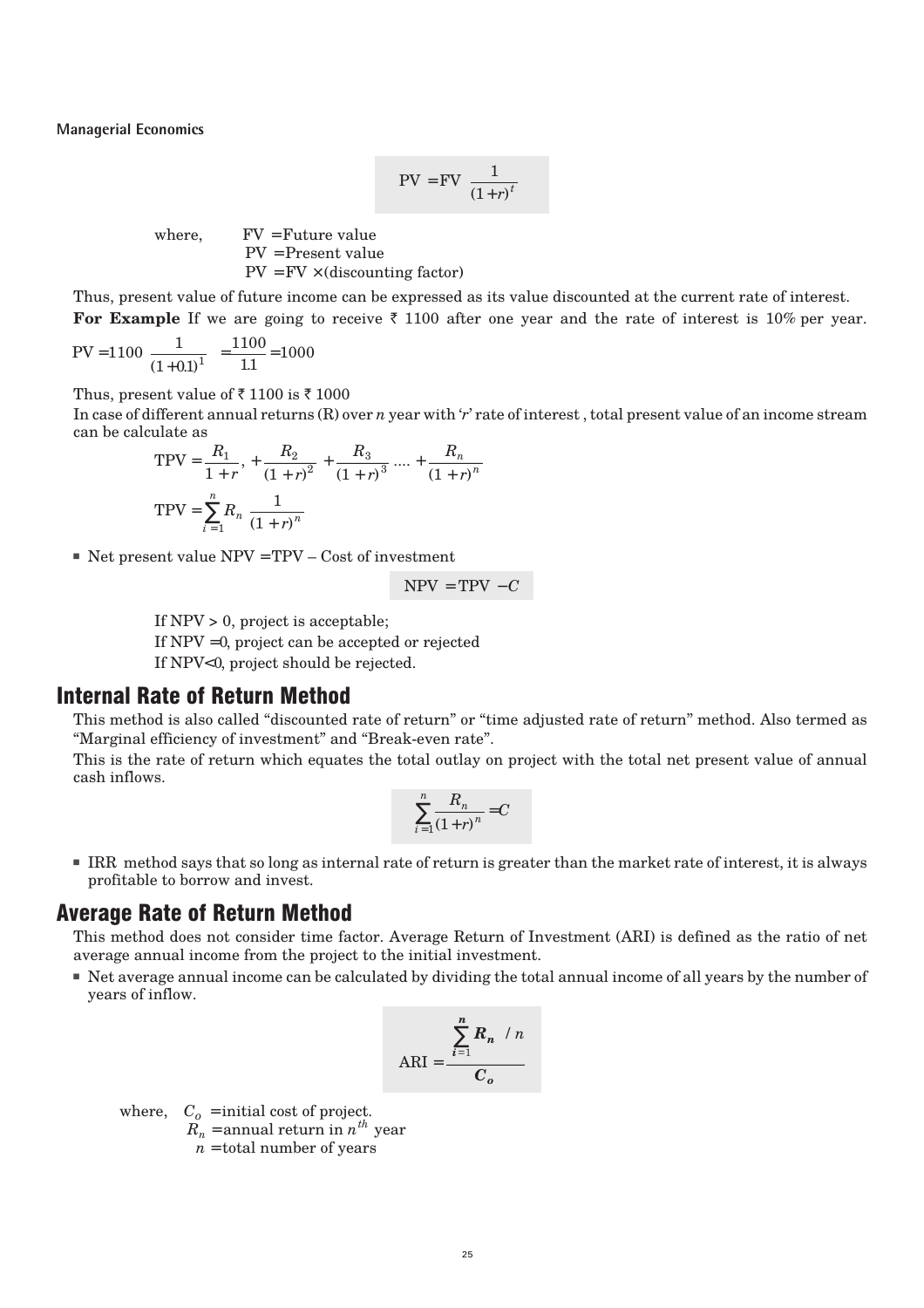$$\text{PV} = \text{FV} \frac{1}{(1+r)^t}$$

where, FV = Future value
PV = Present value
PV = FV × (discounting factor)

Thus, present value of future income can be expressed as its value discounted at the current rate of interest.

**For Example** If we are going to receive ₹ 1100 after one year and the rate of interest is 10% per year.

$$\text{PV} = 1100 \frac{1}{(1+0.1)^1} = \frac{1100}{1.1} = 1000$$

Thus, present value of ₹ 1100 is ₹ 1000

In case of different annual returns (R) over *n* year with '*r*' rate of interest , total present value of an income stream can be calculate as

$$\text{TPV} = \frac{R_1}{1+r}, + \frac{R_2}{(1+r)^2} + \frac{R_3}{(1+r)^3} \dots + \frac{R_n}{(1+r)^n}$$

$$\text{TPV} = \sum_{i=1}^{n} R_n \frac{1}{(1+r)^n}$$

- Net present value NPV = TPV – Cost of investment

$$\text{NPV} = \text{TPV} - C$$

If NPV > 0, project is acceptable;
If NPV = 0, project can be accepted or rejected
If NPV < 0, project should be rejected.

## Internal Rate of Return Method

This method is also called "discounted rate of return" or "time adjusted rate of return" method. Also termed as "Marginal efficiency of investment" and "Break-even rate".

This is the rate of return which equates the total outlay on project with the total net present value of annual cash inflows.

$$\sum_{i=1}^{n} \frac{R_n}{(1+r)^n} = C$$

- IRR method says that so long as internal rate of return is greater than the market rate of interest, it is always profitable to borrow and invest.

## Average Rate of Return Method

This method does not consider time factor. Average Return of Investment (ARI) is defined as the ratio of net average annual income from the project to the initial investment.

- Net average annual income can be calculated by dividing the total annual income of all years by the number of years of inflow.

$$\text{ARI} = \frac{\sum_{i=1}^{n} R_n \; / \; n}{C_o}$$

where, $C_o$ = initial cost of project.
$R_n$ = annual return in $n^{th}$ year
$n$ = total number of years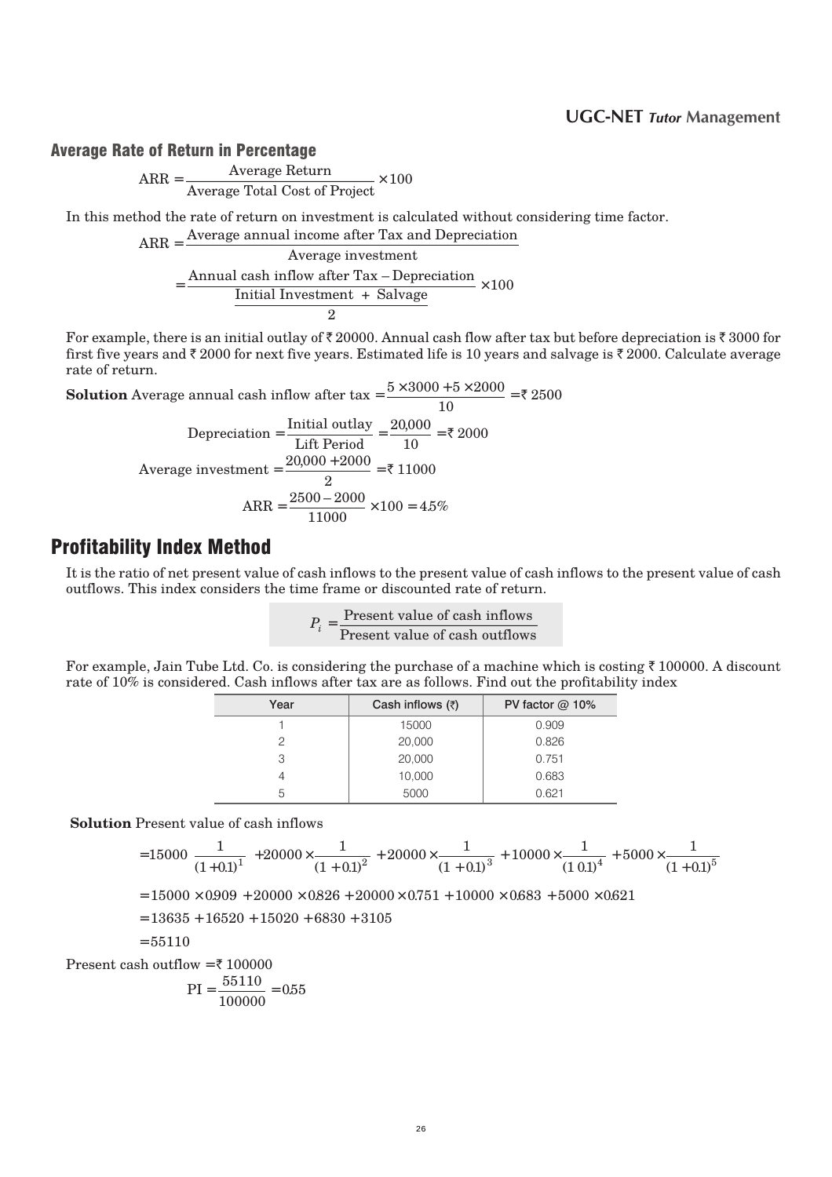### Average Rate of Return in Percentage

$$\text{ARR} = \frac{\text{Average Return}}{\text{Average Total Cost of Project}} \times 100$$

In this method the rate of return on investment is calculated without considering time factor.

$$\text{ARR} = \frac{\text{Average annual income after Tax and Depreciation}}{\text{Average investment}}$$

$$= \frac{\text{Annual cash inflow after Tax} - \text{Depreciation}}{\dfrac{\text{Initial Investment} + \text{Salvage}}{2}} \times 100$$

For example, there is an initial outlay of ₹ 20000. Annual cash flow after tax but before depreciation is ₹ 3000 for first five years and ₹ 2000 for next five years. Estimated life is 10 years and salvage is ₹ 2000. Calculate average rate of return.

**Solution** Average annual cash inflow after tax $= \dfrac{5 \times 3000 + 5 \times 2000}{10} =$ ₹ 2500

$$\text{Depreciation} = \frac{\text{Initial outlay}}{\text{Lift Period}} = \frac{20{,}000}{10} = ₹\ 2000$$

$$\text{Average investment} = \frac{20{,}000 + 2000}{2} = ₹\ 11000$$

$$\text{ARR} = \frac{2500 - 2000}{11000} \times 100 = 4.5\%$$

## Profitability Index Method

It is the ratio of net present value of cash inflows to the present value of cash inflows to the present value of cash outflows. This index considers the time frame or discounted rate of return.

$$P_i = \frac{\text{Present value of cash inflows}}{\text{Present value of cash outflows}}$$

For example, Jain Tube Ltd. Co. is considering the purchase of a machine which is costing ₹ 100000. A discount rate of 10% is considered. Cash inflows after tax are as follows. Find out the profitability index

| Year | Cash inflows (₹) | PV factor @ 10% |
|---|---|---|
| 1 | 15000 | 0.909 |
| 2 | 20,000 | 0.826 |
| 3 | 20,000 | 0.751 |
| 4 | 10,000 | 0.683 |
| 5 | 5000 | 0.621 |

**Solution** Present value of cash inflows

$$= 15000\ \frac{1}{(1+0.1)^1} + 20000 \times \frac{1}{(1+0.1)^2} + 20000 \times \frac{1}{(1+0.1)^3} + 10000 \times \frac{1}{(1\ 0.1)^4} + 5000 \times \frac{1}{(1+0.1)^5}$$

$$= 15000 \times 0.909 + 20000 \times 0.826 + 20000 \times 0.751 + 10000 \times 0.683 + 5000 \times 0.621$$

$$= 13635 + 16520 + 15020 + 6830 + 3105$$

$$= 55110$$

Present cash outflow = ₹ 100000

$$\text{PI} = \frac{55110}{100000} = 0.55$$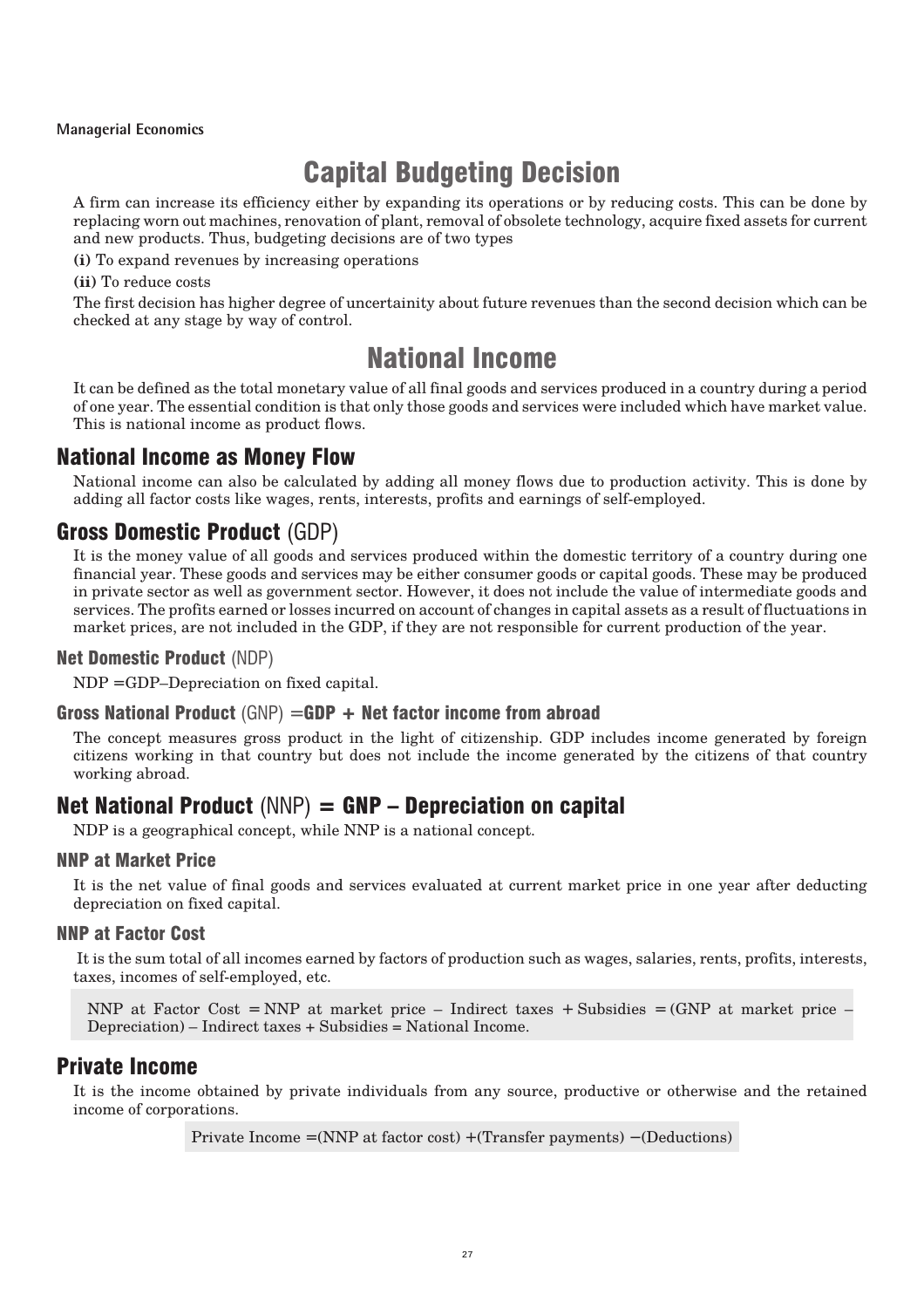# Capital Budgeting Decision

A firm can increase its efficiency either by expanding its operations or by reducing costs. This can be done by replacing worn out machines, renovation of plant, removal of obsolete technology, acquire fixed assets for current and new products. Thus, budgeting decisions are of two types

**(i)** To expand revenues by increasing operations

**(ii)** To reduce costs

The first decision has higher degree of uncertainity about future revenues than the second decision which can be checked at any stage by way of control.

# National Income

It can be defined as the total monetary value of all final goods and services produced in a country during a period of one year. The essential condition is that only those goods and services were included which have market value. This is national income as product flows.

## National Income as Money Flow

National income can also be calculated by adding all money flows due to production activity. This is done by adding all factor costs like wages, rents, interests, profits and earnings of self-employed.

## Gross Domestic Product (GDP)

It is the money value of all goods and services produced within the domestic territory of a country during one financial year. These goods and services may be either consumer goods or capital goods. These may be produced in private sector as well as government sector. However, it does not include the value of intermediate goods and services. The profits earned or losses incurred on account of changes in capital assets as a result of fluctuations in market prices, are not included in the GDP, if they are not responsible for current production of the year.

### Net Domestic Product (NDP)

NDP = GDP – Depreciation on fixed capital.

### Gross National Product (GNP) = GDP + Net factor income from abroad

The concept measures gross product in the light of citizenship. GDP includes income generated by foreign citizens working in that country but does not include the income generated by the citizens of that country working abroad.

## Net National Product (NNP) = GNP – Depreciation on capital

NDP is a geographical concept, while NNP is a national concept.

### NNP at Market Price

It is the net value of final goods and services evaluated at current market price in one year after deducting depreciation on fixed capital.

### NNP at Factor Cost

It is the sum total of all incomes earned by factors of production such as wages, salaries, rents, profits, interests, taxes, incomes of self-employed, etc.

NNP at Factor Cost = NNP at market price – Indirect taxes + Subsidies = (GNP at market price – Depreciation) – Indirect taxes + Subsidies = National Income.

## Private Income

It is the income obtained by private individuals from any source, productive or otherwise and the retained income of corporations.

Private Income = (NNP at factor cost) + (Transfer payments) − (Deductions)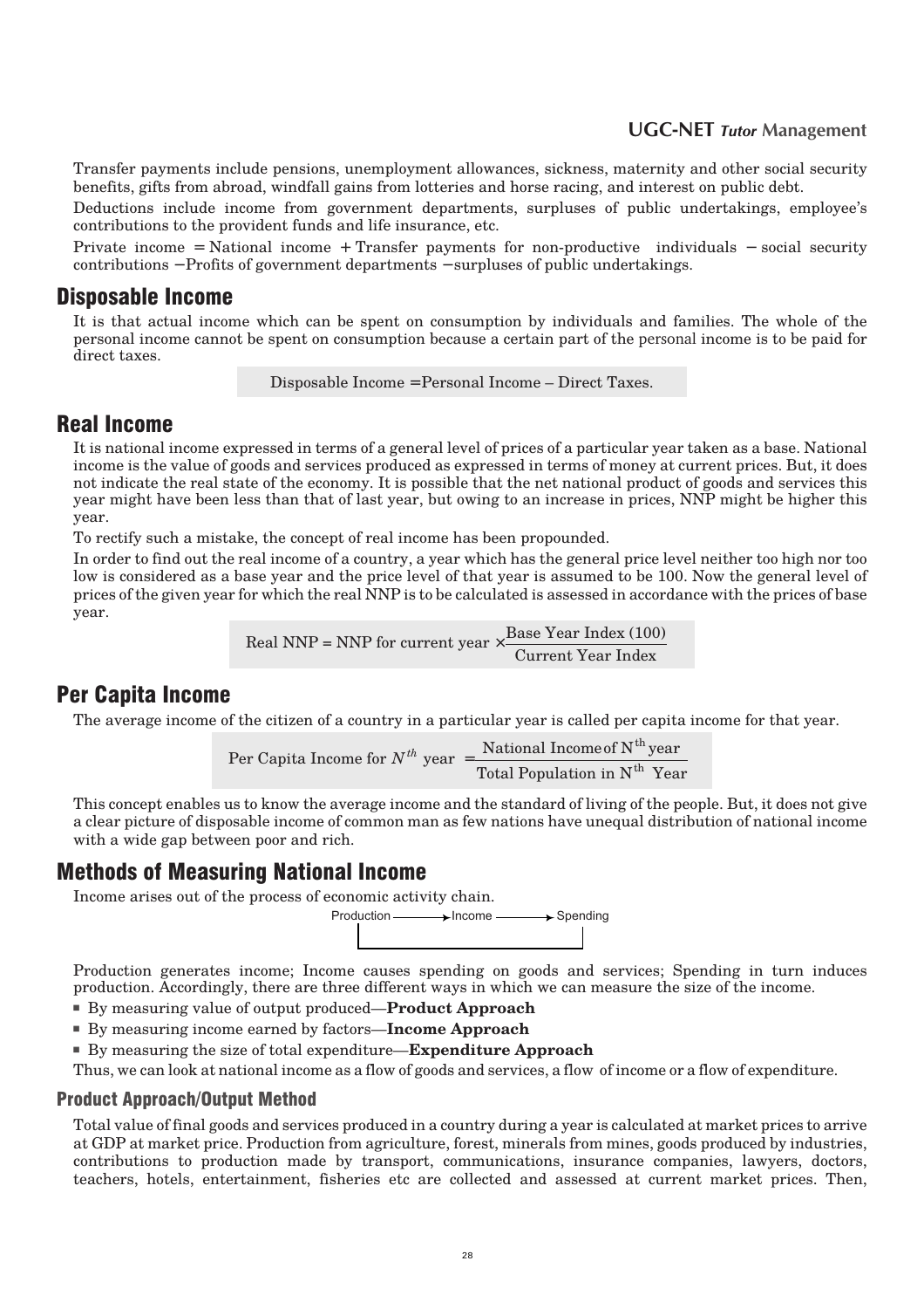Transfer payments include pensions, unemployment allowances, sickness, maternity and other social security benefits, gifts from abroad, windfall gains from lotteries and horse racing, and interest on public debt.

Deductions include income from government departments, surpluses of public undertakings, employee's contributions to the provident funds and life insurance, etc.

Private income = National income + Transfer payments for non-productive individuals − social security contributions −Profits of government departments −surpluses of public undertakings.

## Disposable Income

It is that actual income which can be spent on consumption by individuals and families. The whole of the personal income cannot be spent on consumption because a certain part of the personal income is to be paid for direct taxes.

Disposable Income =Personal Income – Direct Taxes.

## Real Income

It is national income expressed in terms of a general level of prices of a particular year taken as a base. National income is the value of goods and services produced as expressed in terms of money at current prices. But, it does not indicate the real state of the economy. It is possible that the net national product of goods and services this year might have been less than that of last year, but owing to an increase in prices, NNP might be higher this year.

To rectify such a mistake, the concept of real income has been propounded.

In order to find out the real income of a country, a year which has the general price level neither too high nor too low is considered as a base year and the price level of that year is assumed to be 100. Now the general level of prices of the given year for which the real NNP is to be calculated is assessed in accordance with the prices of base year.

$$\text{Real NNP} = \text{NNP for current year} \times \frac{\text{Base Year Index (100)}}{\text{Current Year Index}}$$

## Per Capita Income

The average income of the citizen of a country in a particular year is called per capita income for that year.

$$\text{Per Capita Income for } N^{th} \text{ year } = \frac{\text{National Income of } N^{th} \text{ year}}{\text{Total Population in } N^{th} \text{ Year}}$$

This concept enables us to know the average income and the standard of living of the people. But, it does not give a clear picture of disposable income of common man as few nations have unequal distribution of national income with a wide gap between poor and rich.

## Methods of Measuring National Income

Income arises out of the process of economic activity chain.

Production ⟶ Income ⟶ Spending

Production generates income; Income causes spending on goods and services; Spending in turn induces production. Accordingly, there are three different ways in which we can measure the size of the income.

- By measuring value of output produced—**Product Approach**
- By measuring income earned by factors—**Income Approach**
- By measuring the size of total expenditure—**Expenditure Approach**

Thus, we can look at national income as a flow of goods and services, a flow of income or a flow of expenditure.

### Product Approach/Output Method

Total value of final goods and services produced in a country during a year is calculated at market prices to arrive at GDP at market price. Production from agriculture, forest, minerals from mines, goods produced by industries, contributions to production made by transport, communications, insurance companies, lawyers, doctors, teachers, hotels, entertainment, fisheries etc are collected and assessed at current market prices. Then,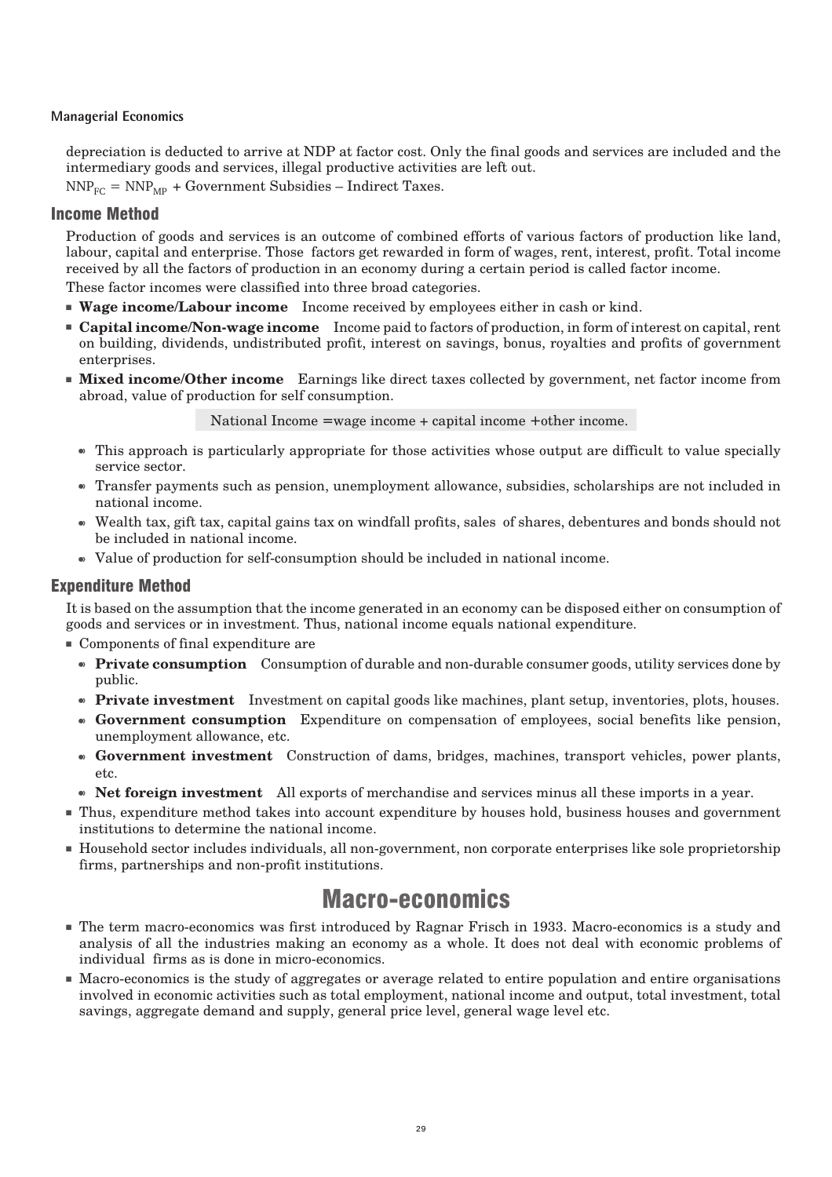depreciation is deducted to arrive at NDP at factor cost. Only the final goods and services are included and the intermediary goods and services, illegal productive activities are left out.

$NNP_{FC} = NNP_{MP}$ + Government Subsidies – Indirect Taxes.

## Income Method

Production of goods and services is an outcome of combined efforts of various factors of production like land, labour, capital and enterprise. Those factors get rewarded in form of wages, rent, interest, profit. Total income received by all the factors of production in an economy during a certain period is called factor income.

These factor incomes were classified into three broad categories.

- **Wage income/Labour income** Income received by employees either in cash or kind.
- **Capital income/Non-wage income** Income paid to factors of production, in form of interest on capital, rent on building, dividends, undistributed profit, interest on savings, bonus, royalties and profits of government enterprises.
- **Mixed income/Other income** Earnings like direct taxes collected by government, net factor income from abroad, value of production for self consumption.

National Income =wage income + capital income +other income.

- This approach is particularly appropriate for those activities whose output are difficult to value specially service sector.
- Transfer payments such as pension, unemployment allowance, subsidies, scholarships are not included in national income.
- Wealth tax, gift tax, capital gains tax on windfall profits, sales of shares, debentures and bonds should not be included in national income.
- Value of production for self-consumption should be included in national income.

## Expenditure Method

It is based on the assumption that the income generated in an economy can be disposed either on consumption of goods and services or in investment. Thus, national income equals national expenditure.

- Components of final expenditure are
  - **Private consumption** Consumption of durable and non-durable consumer goods, utility services done by public.
  - **Private investment** Investment on capital goods like machines, plant setup, inventories, plots, houses.
  - **Government consumption** Expenditure on compensation of employees, social benefits like pension, unemployment allowance, etc.
  - **Government investment** Construction of dams, bridges, machines, transport vehicles, power plants, etc.
  - **Net foreign investment** All exports of merchandise and services minus all these imports in a year.
- Thus, expenditure method takes into account expenditure by houses hold, business houses and government institutions to determine the national income.
- Household sector includes individuals, all non-government, non corporate enterprises like sole proprietorship firms, partnerships and non-profit institutions.

# Macro-economics

- The term macro-economics was first introduced by Ragnar Frisch in 1933. Macro-economics is a study and analysis of all the industries making an economy as a whole. It does not deal with economic problems of individual firms as is done in micro-economics.
- Macro-economics is the study of aggregates or average related to entire population and entire organisations involved in economic activities such as total employment, national income and output, total investment, total savings, aggregate demand and supply, general price level, general wage level etc.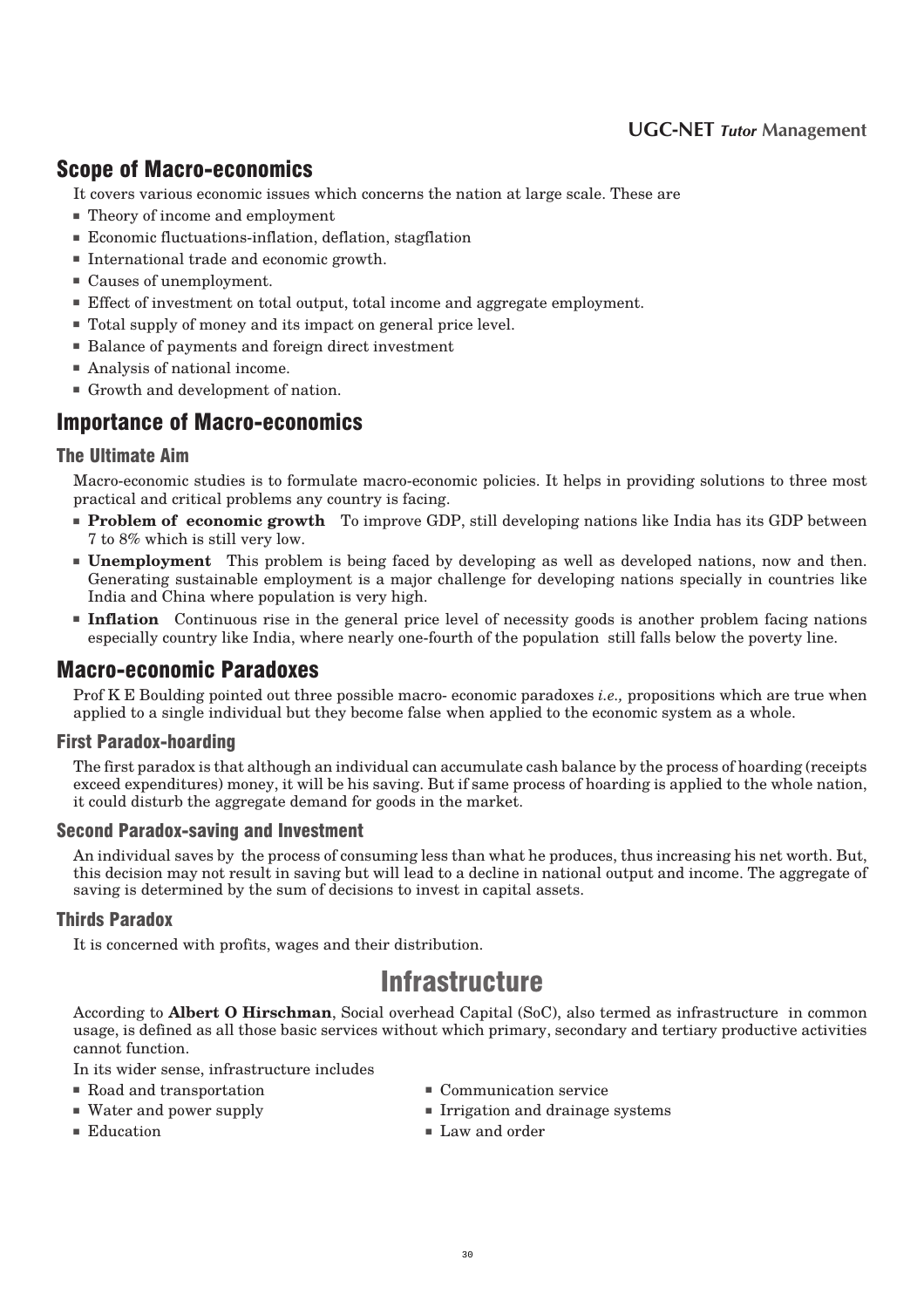## Scope of Macro-economics

It covers various economic issues which concerns the nation at large scale. These are

- Theory of income and employment
- Economic fluctuations-inflation, deflation, stagflation
- International trade and economic growth.
- Causes of unemployment.
- Effect of investment on total output, total income and aggregate employment.
- Total supply of money and its impact on general price level.
- Balance of payments and foreign direct investment
- Analysis of national income.
- Growth and development of nation.

## Importance of Macro-economics

### The Ultimate Aim

Macro-economic studies is to formulate macro-economic policies. It helps in providing solutions to three most practical and critical problems any country is facing.

- **Problem of economic growth** To improve GDP, still developing nations like India has its GDP between 7 to 8% which is still very low.
- **Unemployment** This problem is being faced by developing as well as developed nations, now and then. Generating sustainable employment is a major challenge for developing nations specially in countries like India and China where population is very high.
- **Inflation** Continuous rise in the general price level of necessity goods is another problem facing nations especially country like India, where nearly one-fourth of the population still falls below the poverty line.

## Macro-economic Paradoxes

Prof K E Boulding pointed out three possible macro- economic paradoxes *i.e.,* propositions which are true when applied to a single individual but they become false when applied to the economic system as a whole.

### First Paradox-hoarding

The first paradox is that although an individual can accumulate cash balance by the process of hoarding (receipts exceed expenditures) money, it will be his saving. But if same process of hoarding is applied to the whole nation, it could disturb the aggregate demand for goods in the market.

### Second Paradox-saving and Investment

An individual saves by the process of consuming less than what he produces, thus increasing his net worth. But, this decision may not result in saving but will lead to a decline in national output and income. The aggregate of saving is determined by the sum of decisions to invest in capital assets.

### Thirds Paradox

It is concerned with profits, wages and their distribution.

# Infrastructure

According to **Albert O Hirschman**, Social overhead Capital (SoC), also termed as infrastructure in common usage, is defined as all those basic services without which primary, secondary and tertiary productive activities cannot function.

In its wider sense, infrastructure includes

- Road and transportation
- Water and power supply
- Education
- Communication service
- Irrigation and drainage systems
- Law and order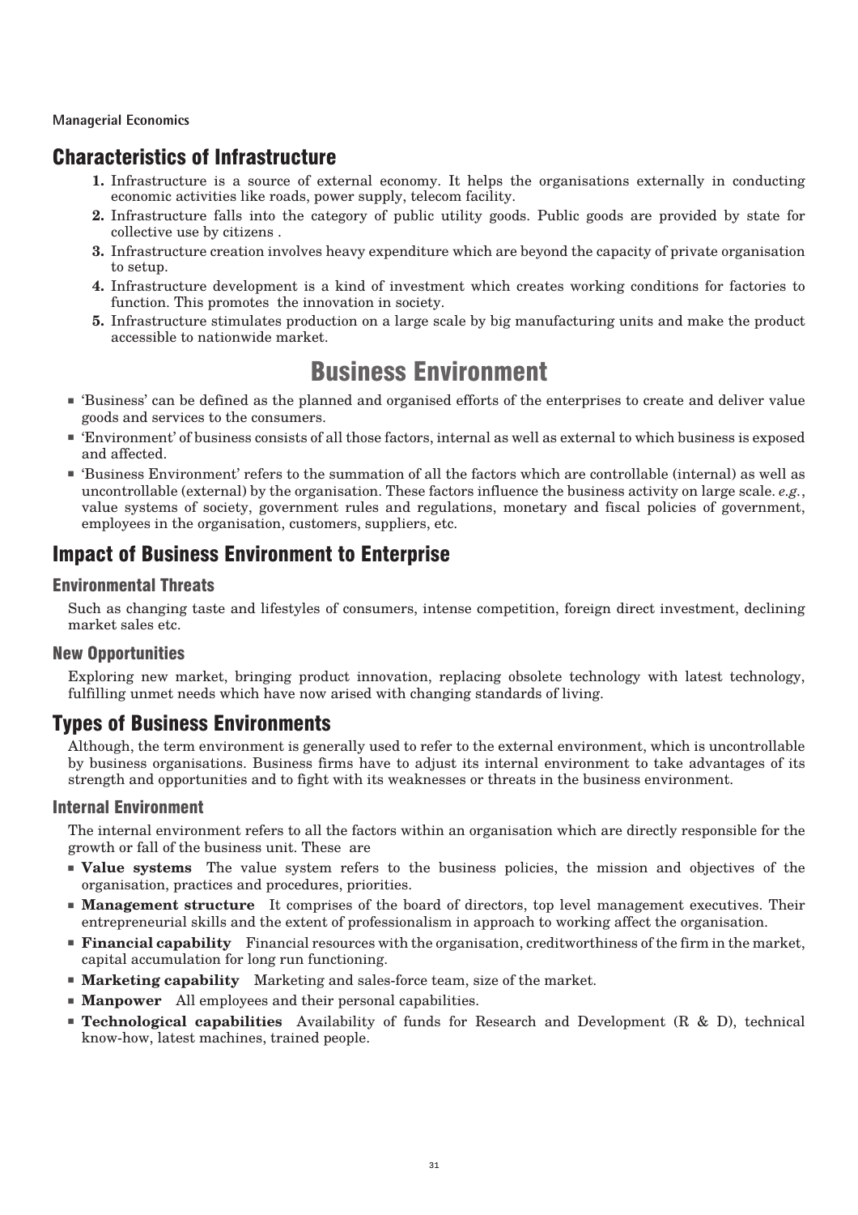## Characteristics of Infrastructure

1. Infrastructure is a source of external economy. It helps the organisations externally in conducting economic activities like roads, power supply, telecom facility.
2. Infrastructure falls into the category of public utility goods. Public goods are provided by state for collective use by citizens .
3. Infrastructure creation involves heavy expenditure which are beyond the capacity of private organisation to setup.
4. Infrastructure development is a kind of investment which creates working conditions for factories to function. This promotes the innovation in society.
5. Infrastructure stimulates production on a large scale by big manufacturing units and make the product accessible to nationwide market.

# Business Environment

- 'Business' can be defined as the planned and organised efforts of the enterprises to create and deliver value goods and services to the consumers.
- 'Environment' of business consists of all those factors, internal as well as external to which business is exposed and affected.
- 'Business Environment' refers to the summation of all the factors which are controllable (internal) as well as uncontrollable (external) by the organisation. These factors influence the business activity on large scale. *e.g.*, value systems of society, government rules and regulations, monetary and fiscal policies of government, employees in the organisation, customers, suppliers, etc.

## Impact of Business Environment to Enterprise

### Environmental Threats

Such as changing taste and lifestyles of consumers, intense competition, foreign direct investment, declining market sales etc.

### New Opportunities

Exploring new market, bringing product innovation, replacing obsolete technology with latest technology, fulfilling unmet needs which have now arised with changing standards of living.

## Types of Business Environments

Although, the term environment is generally used to refer to the external environment, which is uncontrollable by business organisations. Business firms have to adjust its internal environment to take advantages of its strength and opportunities and to fight with its weaknesses or threats in the business environment.

### Internal Environment

The internal environment refers to all the factors within an organisation which are directly responsible for the growth or fall of the business unit. These are

- **Value systems** The value system refers to the business policies, the mission and objectives of the organisation, practices and procedures, priorities.
- **Management structure** It comprises of the board of directors, top level management executives. Their entrepreneurial skills and the extent of professionalism in approach to working affect the organisation.
- **Financial capability** Financial resources with the organisation, creditworthiness of the firm in the market, capital accumulation for long run functioning.
- **Marketing capability** Marketing and sales-force team, size of the market.
- **Manpower** All employees and their personal capabilities.
- **Technological capabilities** Availability of funds for Research and Development (R & D), technical know-how, latest machines, trained people.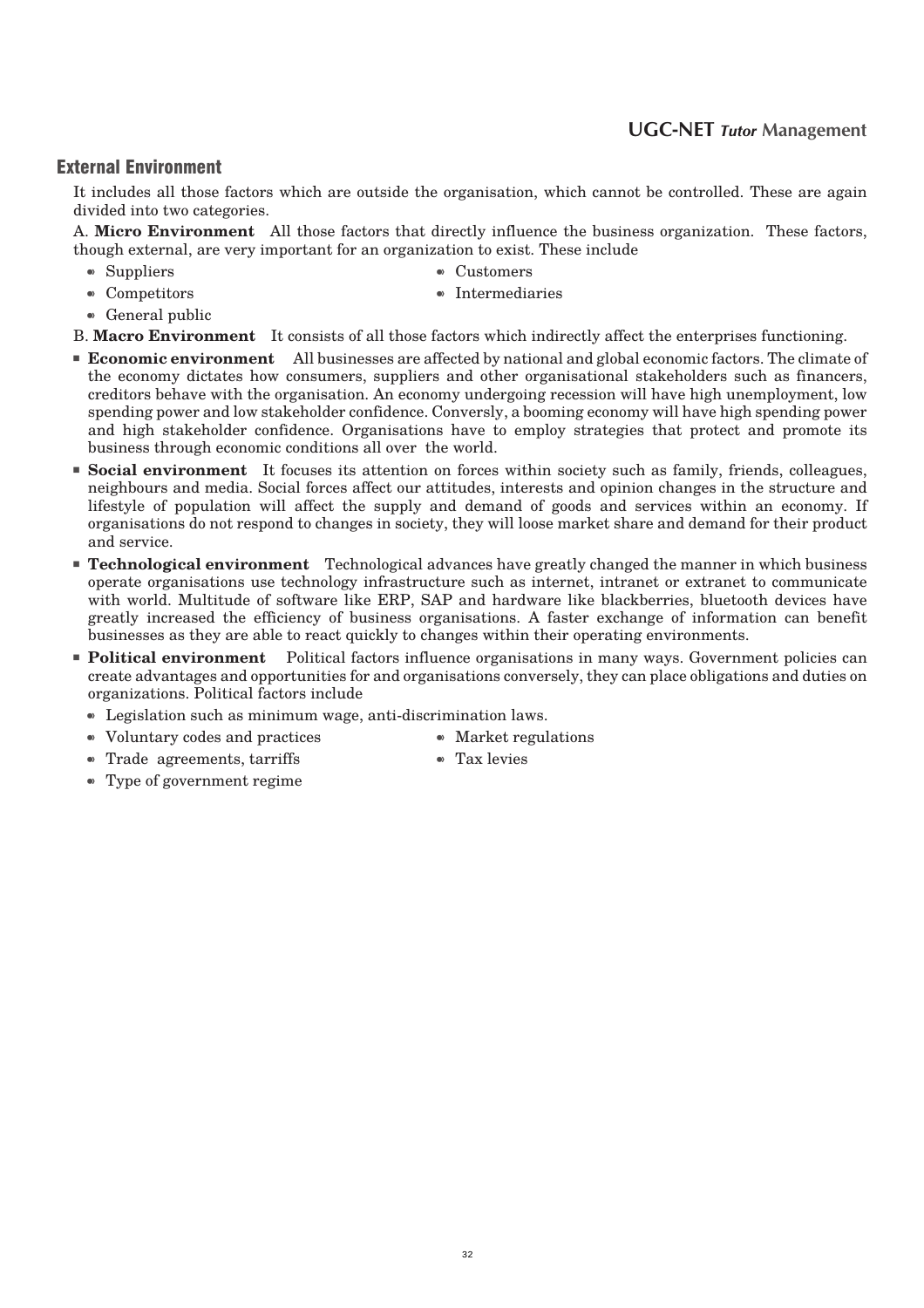## External Environment

It includes all those factors which are outside the organisation, which cannot be controlled. These are again divided into two categories.

A. **Micro Environment** All those factors that directly influence the business organization. These factors, though external, are very important for an organization to exist. These include

- Suppliers
- Customers
- Competitors
- Intermediaries
- General public

B. **Macro Environment** It consists of all those factors which indirectly affect the enterprises functioning.

- **Economic environment** All businesses are affected by national and global economic factors. The climate of the economy dictates how consumers, suppliers and other organisational stakeholders such as financers, creditors behave with the organisation. An economy undergoing recession will have high unemployment, low spending power and low stakeholder confidence. Conversly, a booming economy will have high spending power and high stakeholder confidence. Organisations have to employ strategies that protect and promote its business through economic conditions all over the world.
- **Social environment** It focuses its attention on forces within society such as family, friends, colleagues, neighbours and media. Social forces affect our attitudes, interests and opinion changes in the structure and lifestyle of population will affect the supply and demand of goods and services within an economy. If organisations do not respond to changes in society, they will loose market share and demand for their product and service.
- **Technological environment** Technological advances have greatly changed the manner in which business operate organisations use technology infrastructure such as internet, intranet or extranet to communicate with world. Multitude of software like ERP, SAP and hardware like blackberries, bluetooth devices have greatly increased the efficiency of business organisations. A faster exchange of information can benefit businesses as they are able to react quickly to changes within their operating environments.
- **Political environment** Political factors influence organisations in many ways. Government policies can create advantages and opportunities for and organisations conversely, they can place obligations and duties on organizations. Political factors include
  - Legislation such as minimum wage, anti-discrimination laws.
  - Voluntary codes and practices
  - Market regulations
  - Trade agreements, tarriffs
  - Tax levies
  - Type of government regime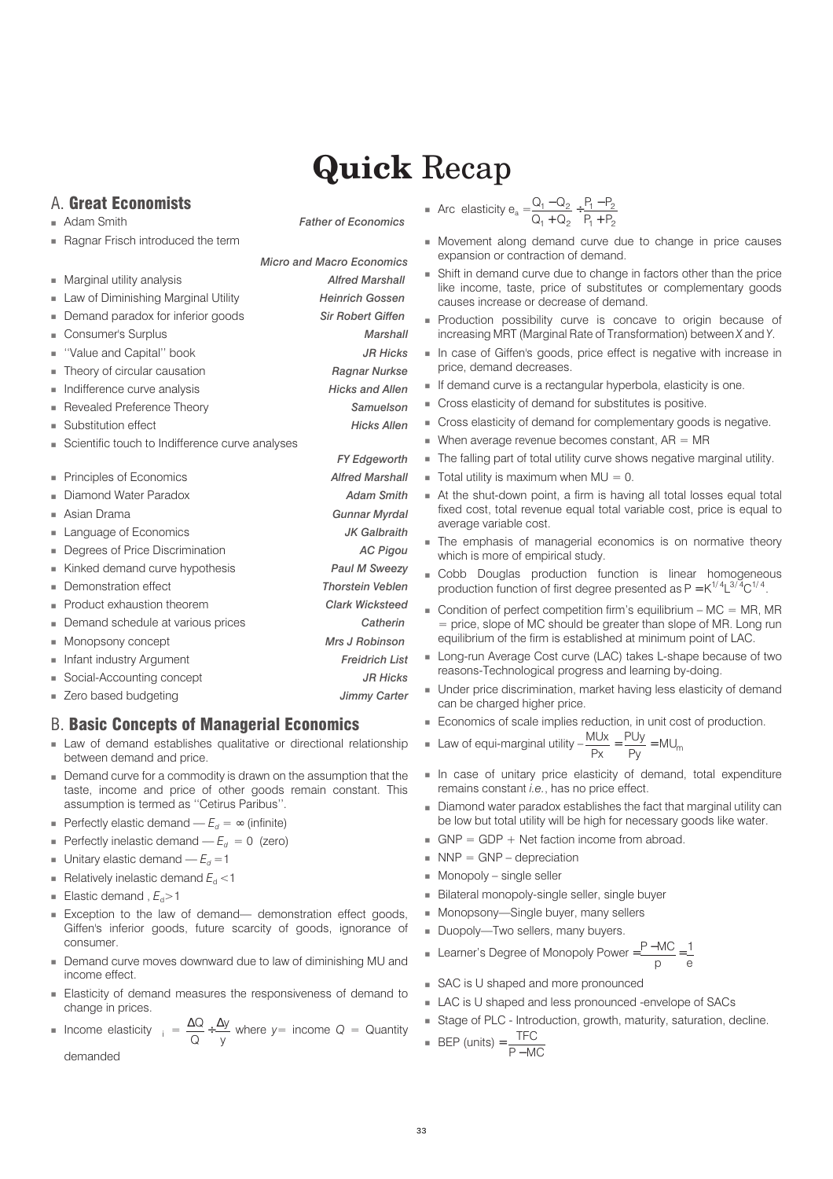# Quick Recap

## A. Great Economists

- Adam Smith — *Father of Economics*
- Ragnar Frisch introduced the term — *Micro and Macro Economics*
- Marginal utility analysis — *Alfred Marshall*
- Law of Diminishing Marginal Utility — *Heinrich Gossen*
- Demand paradox for inferior goods — *Sir Robert Giffen*
- Consumer's Surplus — *Marshall*
- ''Value and Capital'' book — *JR Hicks*
- Theory of circular causation — *Ragnar Nurkse*
- Indifference curve analysis — *Hicks and Allen*
- Revealed Preference Theory — *Samuelson*
- Substitution effect — *Hicks Allen*
- Scientific touch to Indifference curve analyses — *FY Edgeworth*
- Principles of Economics — *Alfred Marshall*
- Diamond Water Paradox — *Adam Smith*
- Asian Drama — *Gunnar Myrdal*
- Language of Economics — *JK Galbraith*
- Degrees of Price Discrimination — *AC Pigou*
- Kinked demand curve hypothesis — *Paul M Sweezy*
- Demonstration effect — *Thorstein Veblen*
- Product exhaustion theorem — *Clark Wicksteed*
- Demand schedule at various prices — *Catherin*
- Monopsony concept — *Mrs J Robinson*
- Infant industry Argument — *Freidrich List*
- Social-Accounting concept — *JR Hicks*
- Zero based budgeting — *Jimmy Carter*

## B. Basic Concepts of Managerial Economics

- Law of demand establishes qualitative or directional relationship between demand and price.
- Demand curve for a commodity is drawn on the assumption that the taste, income and price of other goods remain constant. This assumption is termed as ''Cetirus Paribus''.
- Perfectly elastic demand — $E_d = \infty$ (infinite)
- Perfectly inelastic demand — $E_d = 0$ (zero)
- Unitary elastic demand — $E_d = 1$
- Relatively inelastic demand $E_d < 1$
- Elastic demand , $E_d > 1$
- Exception to the law of demand— demonstration effect goods, Giffen's inferior goods, future scarcity of goods, ignorance of consumer.
- Demand curve moves downward due to law of diminishing MU and income effect.
- Elasticity of demand measures the responsiveness of demand to change in prices.
- Income elasticity $_i = \dfrac{\Delta Q}{Q} \div \dfrac{\Delta y}{y}$ where $y$= income $Q$ = Quantity demanded
- Arc elasticity $e_a = \dfrac{Q_1 - Q_2}{Q_1 + Q_2} \div \dfrac{P_1 - P_2}{P_1 + P_2}$
- Movement along demand curve due to change in price causes expansion or contraction of demand.
- Shift in demand curve due to change in factors other than the price like income, taste, price of substitutes or complementary goods causes increase or decrease of demand.
- Production possibility curve is concave to origin because of increasing MRT (Marginal Rate of Transformation) between *X* and *Y*.
- In case of Giffen's goods, price effect is negative with increase in price, demand decreases.
- If demand curve is a rectangular hyperbola, elasticity is one.
- Cross elasticity of demand for substitutes is positive.
- Cross elasticity of demand for complementary goods is negative.
- When average revenue becomes constant, AR = MR
- The falling part of total utility curve shows negative marginal utility.
- Total utility is maximum when MU = 0.
- At the shut-down point, a firm is having all total losses equal total fixed cost, total revenue equal total variable cost, price is equal to average variable cost.
- The emphasis of managerial economics is on normative theory which is more of empirical study.
- Cobb Douglas production function is linear homogeneous production function of first degree presented as $P = K^{1/4}L^{3/4}C^{1/4}$.
- Condition of perfect competition firm's equilibrium – MC = MR, MR = price, slope of MC should be greater than slope of MR. Long run equilibrium of the firm is established at minimum point of LAC.
- Long-run Average Cost curve (LAC) takes L-shape because of two reasons-Technological progress and learning by-doing.
- Under price discrimination, market having less elasticity of demand can be charged higher price.
- Economics of scale implies reduction, in unit cost of production.
- Law of equi-marginal utility – $\dfrac{MUx}{Px} = \dfrac{PUy}{Py} = MU_m$
- In case of unitary price elasticity of demand, total expenditure remains constant *i.e.*, has no price effect.
- Diamond water paradox establishes the fact that marginal utility can be low but total utility will be high for necessary goods like water.
- GNP = GDP + Net faction income from abroad.
- NNP = GNP – depreciation
- Monopoly – single seller
- Bilateral monopoly-single seller, single buyer
- Monopsony—Single buyer, many sellers
- Duopoly—Two sellers, many buyers.
- Learner's Degree of Monopoly Power $= \dfrac{P - MC}{p} = \dfrac{1}{e}$
- SAC is U shaped and more pronounced
- LAC is U shaped and less pronounced -envelope of SACs
- Stage of PLC - Introduction, growth, maturity, saturation, decline.
- BEP (units) $= \dfrac{TFC}{P - MC}$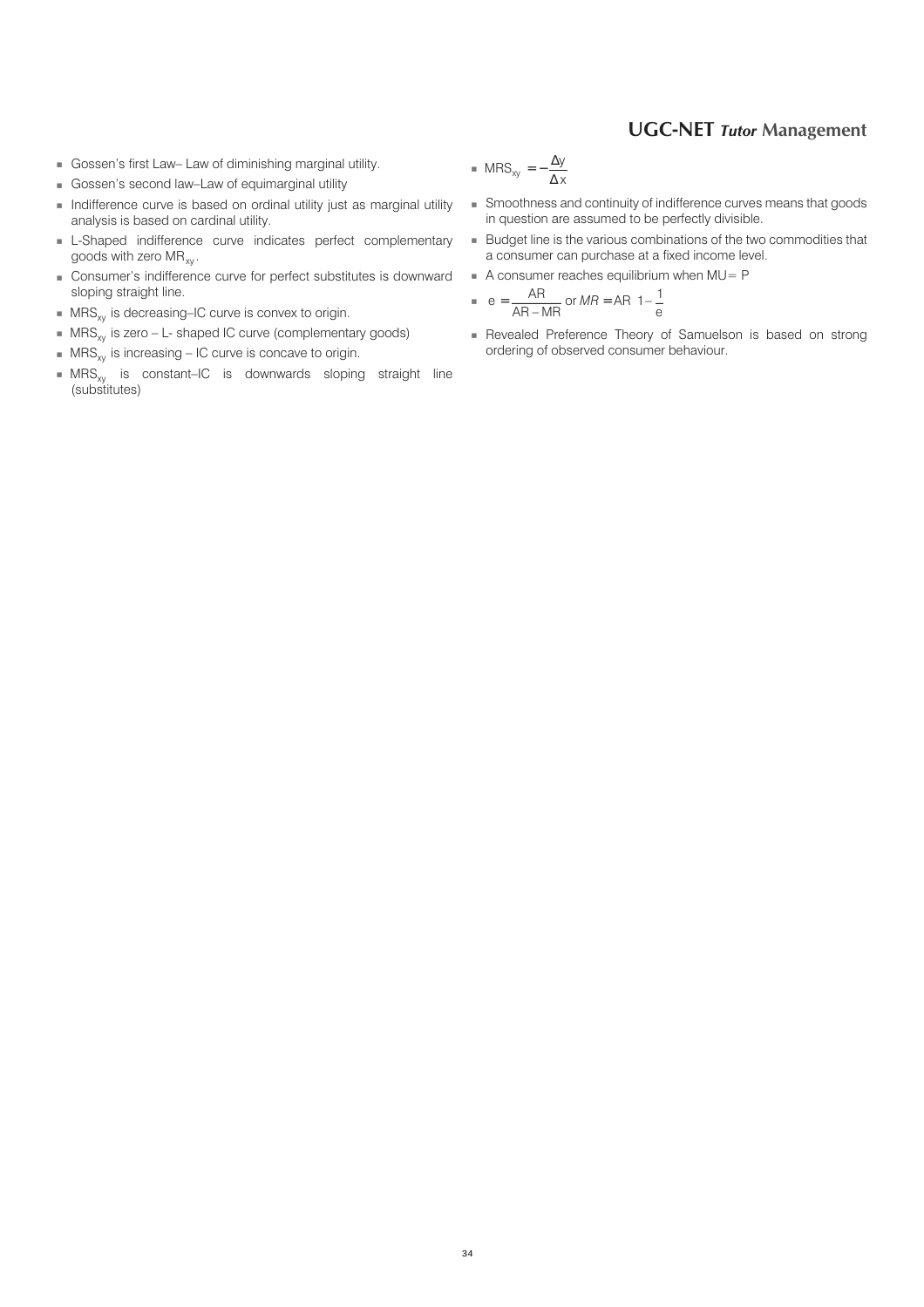- Gossen's first Law– Law of diminishing marginal utility.
- Gossen's second law–Law of equimarginal utility
- Indifference curve is based on ordinal utility just as marginal utility analysis is based on cardinal utility.
- L-Shaped indifference curve indicates perfect complementary goods with zero $MR_{xy}$.
- Consumer's indifference curve for perfect substitutes is downward sloping straight line.
- $MRS_{xy}$ is decreasing–IC curve is convex to origin.
- $MRS_{xy}$ is zero – L- shaped IC curve (complementary goods)
- $MRS_{xy}$ is increasing – IC curve is concave to origin.
- $MRS_{xy}$ is constant–IC is downwards sloping straight line (substitutes)
- $MRS_{xy} = -\frac{\Delta y}{\Delta x}$
- Smoothness and continuity of indifference curves means that goods in question are assumed to be perfectly divisible.
- Budget line is the various combinations of the two commodities that a consumer can purchase at a fixed income level.
- A consumer reaches equilibrium when MU= P
- $e = \frac{AR}{AR - MR}$ or $MR = AR\left(1 - \frac{1}{e}\right)$
- Revealed Preference Theory of Samuelson is based on strong ordering of observed consumer behaviour.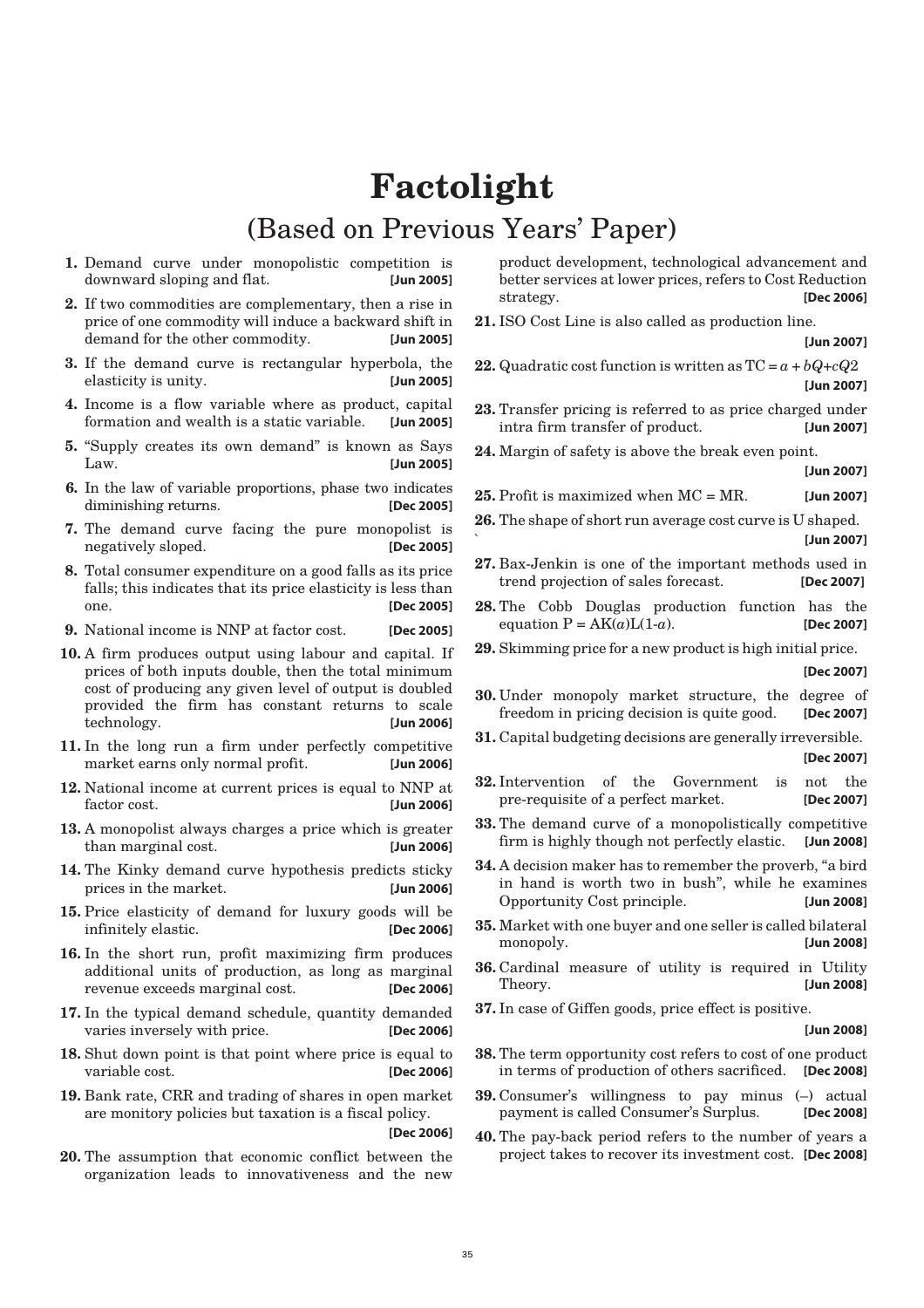# Factolight

## (Based on Previous Years' Paper)

1. Demand curve under monopolistic competition is downward sloping and flat. **[Jun 2005]**
2. If two commodities are complementary, then a rise in price of one commodity will induce a backward shift in demand for the other commodity. **[Jun 2005]**
3. If the demand curve is rectangular hyperbola, the elasticity is unity. **[Jun 2005]**
4. Income is a flow variable where as product, capital formation and wealth is a static variable. **[Jun 2005]**
5. "Supply creates its own demand" is known as Says Law. **[Jun 2005]**
6. In the law of variable proportions, phase two indicates diminishing returns. **[Dec 2005]**
7. The demand curve facing the pure monopolist is negatively sloped. **[Dec 2005]**
8. Total consumer expenditure on a good falls as its price falls; this indicates that its price elasticity is less than one. **[Dec 2005]**
9. National income is NNP at factor cost. **[Dec 2005]**
10. A firm produces output using labour and capital. If prices of both inputs double, then the total minimum cost of producing any given level of output is doubled provided the firm has constant returns to scale technology. **[Jun 2006]**
11. In the long run a firm under perfectly competitive market earns only normal profit. **[Jun 2006]**
12. National income at current prices is equal to NNP at factor cost. **[Jun 2006]**
13. A monopolist always charges a price which is greater than marginal cost. **[Jun 2006]**
14. The Kinky demand curve hypothesis predicts sticky prices in the market. **[Jun 2006]**
15. Price elasticity of demand for luxury goods will be infinitely elastic. **[Dec 2006]**
16. In the short run, profit maximizing firm produces additional units of production, as long as marginal revenue exceeds marginal cost. **[Dec 2006]**
17. In the typical demand schedule, quantity demanded varies inversely with price. **[Dec 2006]**
18. Shut down point is that point where price is equal to variable cost. **[Dec 2006]**
19. Bank rate, CRR and trading of shares in open market are monitory policies but taxation is a fiscal policy. **[Dec 2006]**
20. The assumption that economic conflict between the organization leads to innovativeness and the new product development, technological advancement and better services at lower prices, refers to Cost Reduction strategy. **[Dec 2006]**
21. ISO Cost Line is also called as production line. **[Jun 2007]**
22. Quadratic cost function is written as $TC = a + bQ + cQ2$ **[Jun 2007]**
23. Transfer pricing is referred to as price charged under intra firm transfer of product. **[Jun 2007]**
24. Margin of safety is above the break even point. **[Jun 2007]**
25. Profit is maximized when MC = MR. **[Jun 2007]**
26. The shape of short run average cost curve is U shaped. **[Jun 2007]**
27. Bax-Jenkin is one of the important methods used in trend projection of sales forecast. **[Dec 2007]**
28. The Cobb Douglas production function has the equation $P = AK(a)L(1\text{-}a)$. **[Dec 2007]**
29. Skimming price for a new product is high initial price. **[Dec 2007]**
30. Under monopoly market structure, the degree of freedom in pricing decision is quite good. **[Dec 2007]**
31. Capital budgeting decisions are generally irreversible. **[Dec 2007]**
32. Intervention of the Government is not the pre-requisite of a perfect market. **[Dec 2007]**
33. The demand curve of a monopolistically competitive firm is highly though not perfectly elastic. **[Jun 2008]**
34. A decision maker has to remember the proverb, "a bird in hand is worth two in bush", while he examines Opportunity Cost principle. **[Jun 2008]**
35. Market with one buyer and one seller is called bilateral monopoly. **[Jun 2008]**
36. Cardinal measure of utility is required in Utility Theory. **[Jun 2008]**
37. In case of Giffen goods, price effect is positive. **[Jun 2008]**
38. The term opportunity cost refers to cost of one product in terms of production of others sacrificed. **[Dec 2008]**
39. Consumer's willingness to pay minus (–) actual payment is called Consumer's Surplus. **[Dec 2008]**
40. The pay-back period refers to the number of years a project takes to recover its investment cost. **[Dec 2008]**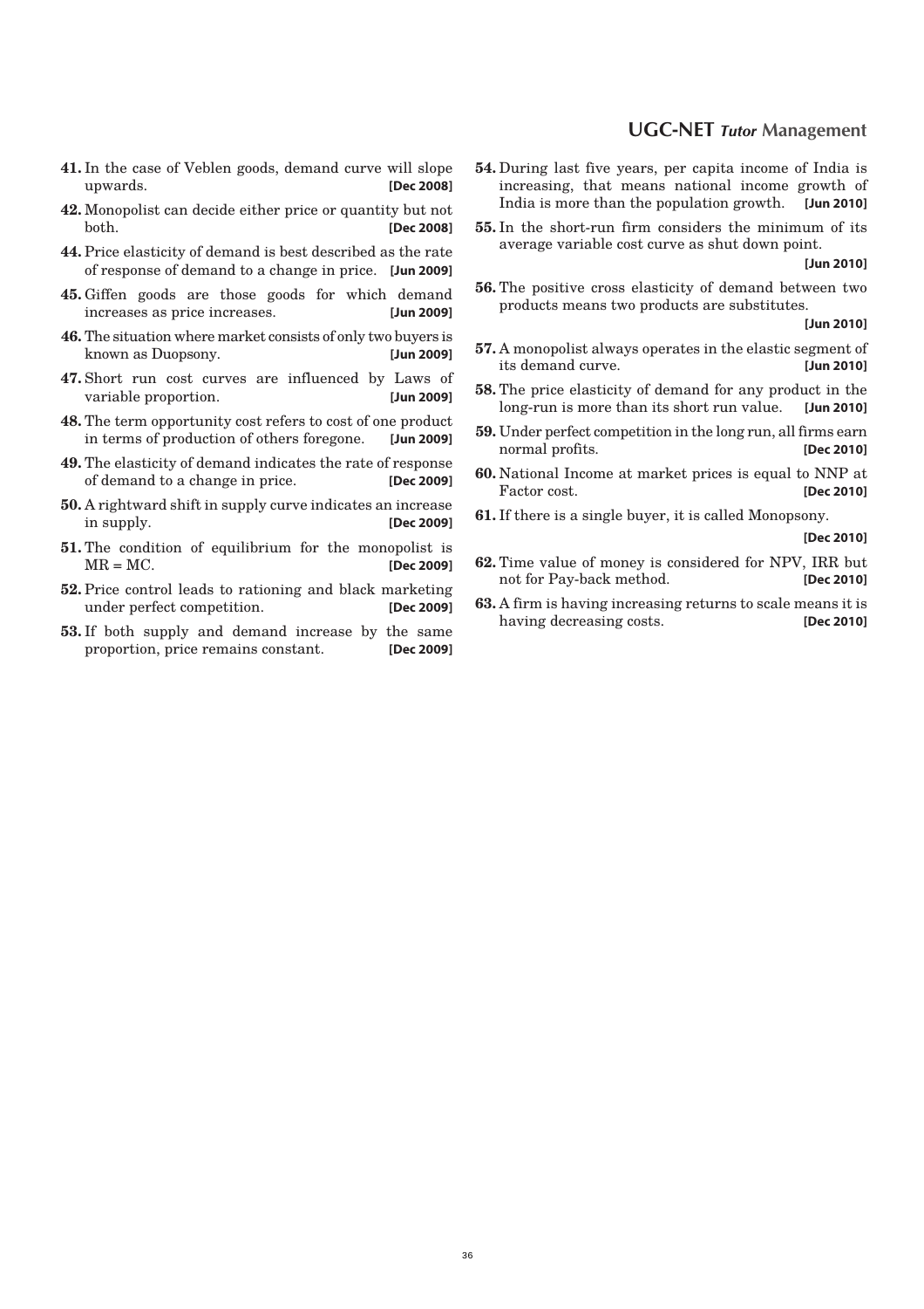**41.** In the case of Veblen goods, demand curve will slope upwards. **[Dec 2008]**

**42.** Monopolist can decide either price or quantity but not both. **[Dec 2008]**

**44.** Price elasticity of demand is best described as the rate of response of demand to a change in price. **[Jun 2009]**

**45.** Giffen goods are those goods for which demand increases as price increases. **[Jun 2009]**

**46.** The situation where market consists of only two buyers is known as Duopsony. **[Jun 2009]**

**47.** Short run cost curves are influenced by Laws of variable proportion. **[Jun 2009]**

**48.** The term opportunity cost refers to cost of one product in terms of production of others foregone. **[Jun 2009]**

**49.** The elasticity of demand indicates the rate of response of demand to a change in price. **[Dec 2009]**

**50.** A rightward shift in supply curve indicates an increase in supply. **[Dec 2009]**

**51.** The condition of equilibrium for the monopolist is MR = MC. **[Dec 2009]**

**52.** Price control leads to rationing and black marketing under perfect competition. **[Dec 2009]**

**53.** If both supply and demand increase by the same proportion, price remains constant. **[Dec 2009]**

**54.** During last five years, per capita income of India is increasing, that means national income growth of India is more than the population growth. **[Jun 2010]**

**55.** In the short-run firm considers the minimum of its average variable cost curve as shut down point. **[Jun 2010]**

**56.** The positive cross elasticity of demand between two products means two products are substitutes. **[Jun 2010]**

**57.** A monopolist always operates in the elastic segment of its demand curve. **[Jun 2010]**

**58.** The price elasticity of demand for any product in the long-run is more than its short run value. **[Jun 2010]**

**59.** Under perfect competition in the long run, all firms earn normal profits. **[Dec 2010]**

**60.** National Income at market prices is equal to NNP at Factor cost. **[Dec 2010]**

**61.** If there is a single buyer, it is called Monopsony. **[Dec 2010]**

**62.** Time value of money is considered for NPV, IRR but not for Pay-back method. **[Dec 2010]**

**63.** A firm is having increasing returns to scale means it is having decreasing costs. **[Dec 2010]**